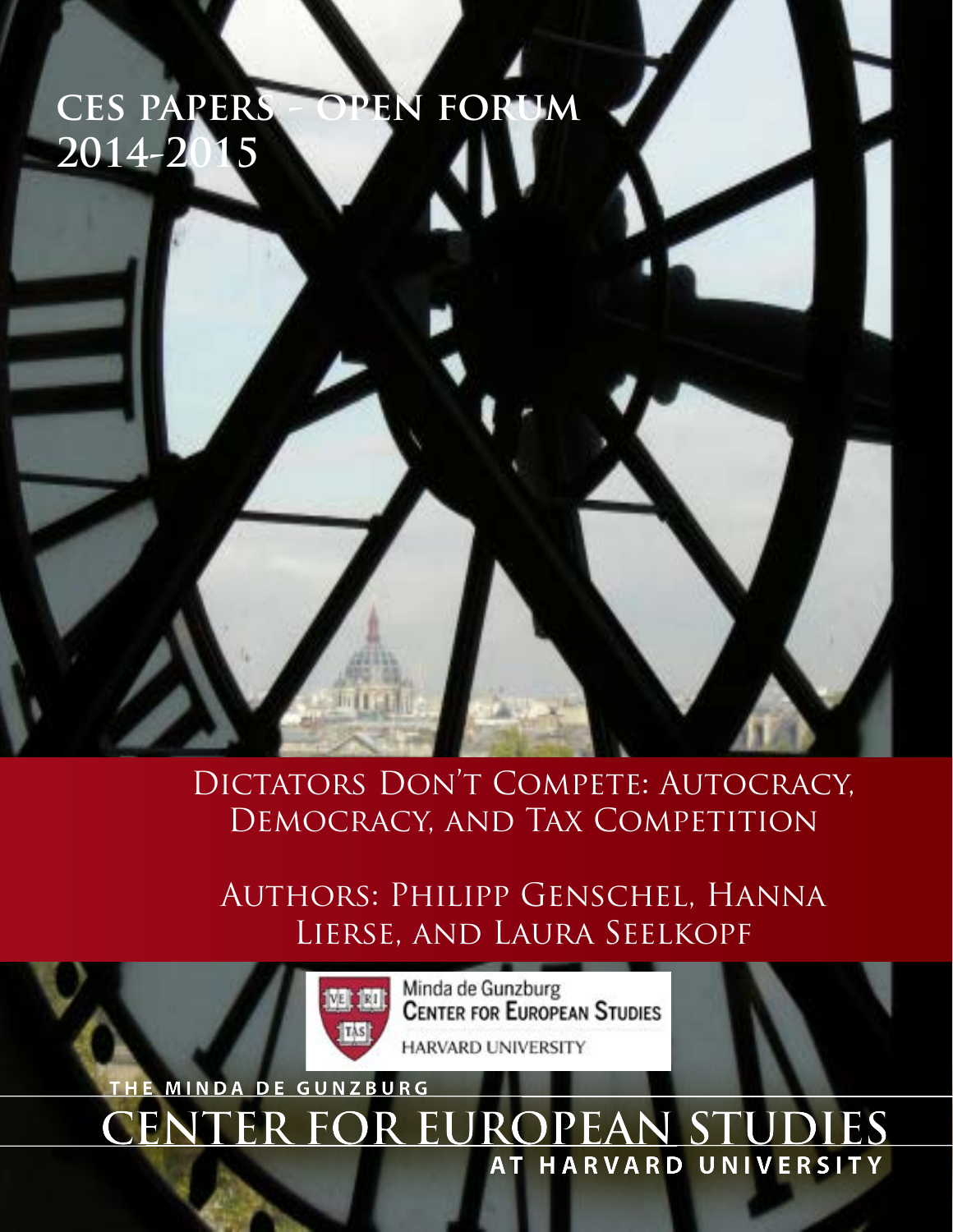# CES PAPERS - OPEN FORUM 2014-2015

## Dictators Don't Compete: Autocracy, Democracy, and Tax Competition

Authors: Philipp Genschel, Hanna Lierse, and Laura Seelkopf

Minda de Gunzburg Center for European Studies
Harvard University

THE MINDA DE GUNZBURG
CENTER FOR EUROPEAN STUDIES
AT HARVARD UNIVERSITY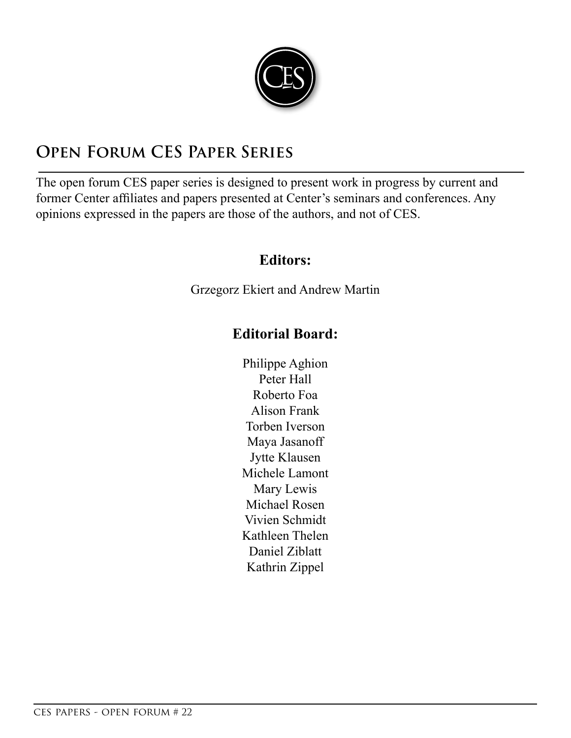## Open Forum CES Paper Series

The open forum CES paper series is designed to present work in progress by current and former Center affiliates and papers presented at Center's seminars and conferences. Any opinions expressed in the papers are those of the authors, and not of CES.

**Editors:**

Grzegorz Ekiert and Andrew Martin

**Editorial Board:**

Philippe Aghion
Peter Hall
Roberto Foa
Alison Frank
Torben Iverson
Maya Jasanoff
Jytte Klausen
Michele Lamont
Mary Lewis
Michael Rosen
Vivien Schmidt
Kathleen Thelen
Daniel Ziblatt
Kathrin Zippel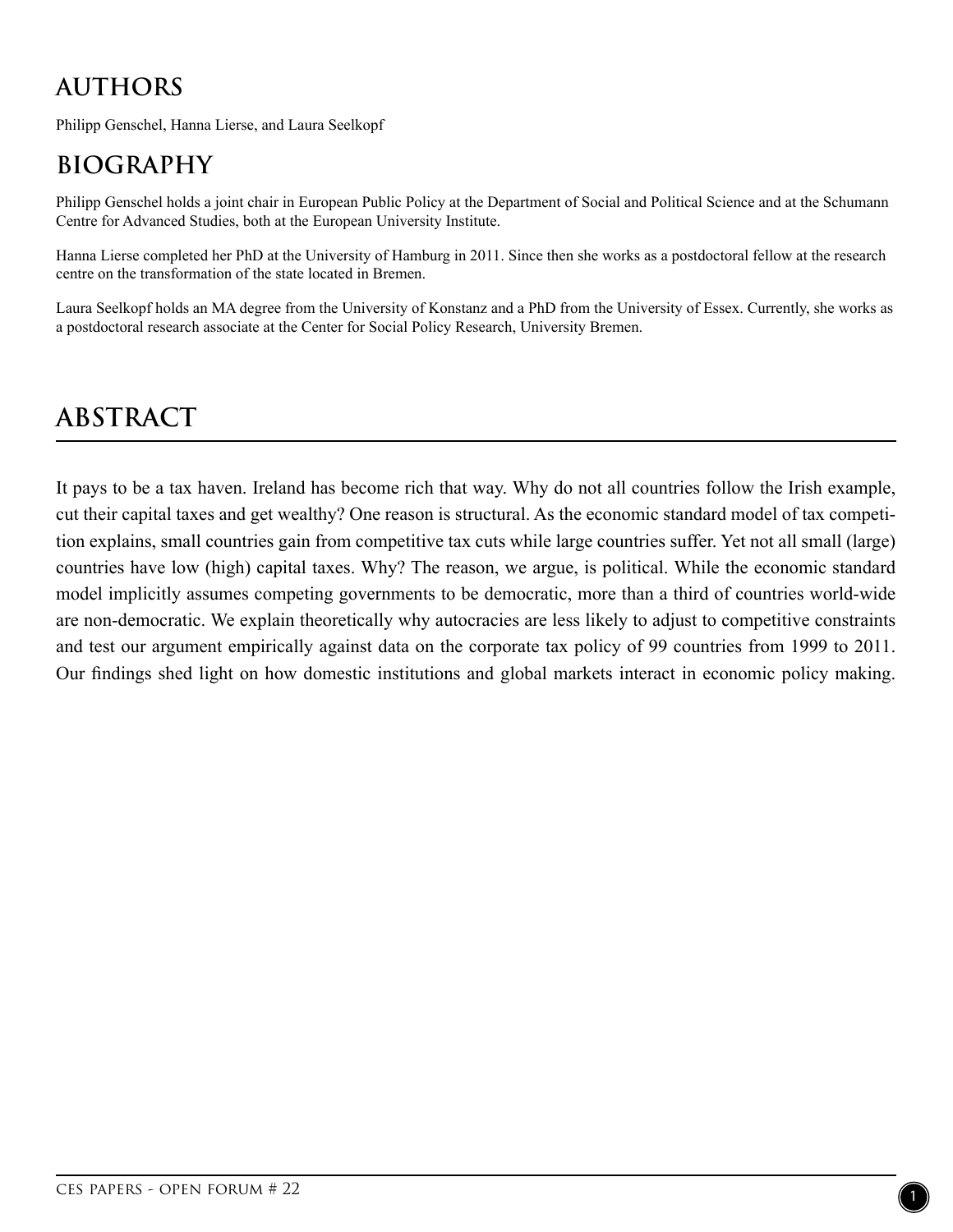## AUTHORS

Philipp Genschel, Hanna Lierse, and Laura Seelkopf

## BIOGRAPHY

Philipp Genschel holds a joint chair in European Public Policy at the Department of Social and Political Science and at the Schumann Centre for Advanced Studies, both at the European University Institute.

Hanna Lierse completed her PhD at the University of Hamburg in 2011. Since then she works as a postdoctoral fellow at the research centre on the transformation of the state located in Bremen.

Laura Seelkopf holds an MA degree from the University of Konstanz and a PhD from the University of Essex. Currently, she works as a postdoctoral research associate at the Center for Social Policy Research, University Bremen.

## ABSTRACT

It pays to be a tax haven. Ireland has become rich that way. Why do not all countries follow the Irish example, cut their capital taxes and get wealthy? One reason is structural. As the economic standard model of tax competition explains, small countries gain from competitive tax cuts while large countries suffer. Yet not all small (large) countries have low (high) capital taxes. Why? The reason, we argue, is political. While the economic standard model implicitly assumes competing governments to be democratic, more than a third of countries world-wide are non-democratic. We explain theoretically why autocracies are less likely to adjust to competitive constraints and test our argument empirically against data on the corporate tax policy of 99 countries from 1999 to 2011. Our findings shed light on how domestic institutions and global markets interact in economic policy making.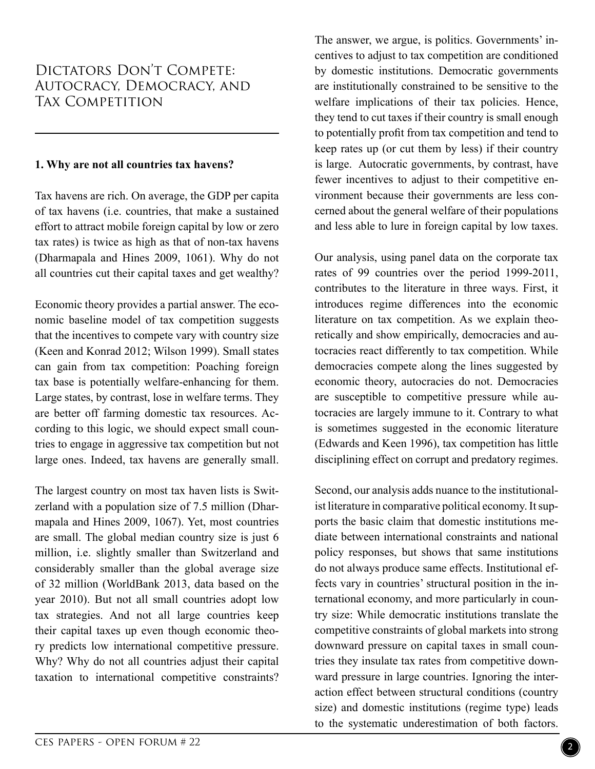# Dictators Don't Compete: Autocracy, Democracy, and Tax Competition

## 1. Why are not all countries tax havens?

Tax havens are rich. On average, the GDP per capita of tax havens (i.e. countries, that make a sustained effort to attract mobile foreign capital by low or zero tax rates) is twice as high as that of non-tax havens (Dharmapala and Hines 2009, 1061). Why do not all countries cut their capital taxes and get wealthy?

Economic theory provides a partial answer. The economic baseline model of tax competition suggests that the incentives to compete vary with country size (Keen and Konrad 2012; Wilson 1999). Small states can gain from tax competition: Poaching foreign tax base is potentially welfare-enhancing for them. Large states, by contrast, lose in welfare terms. They are better off farming domestic tax resources. According to this logic, we should expect small countries to engage in aggressive tax competition but not large ones. Indeed, tax havens are generally small.

The largest country on most tax haven lists is Switzerland with a population size of 7.5 million (Dharmapala and Hines 2009, 1067). Yet, most countries are small. The global median country size is just 6 million, i.e. slightly smaller than Switzerland and considerably smaller than the global average size of 32 million (WorldBank 2013, data based on the year 2010). But not all small countries adopt low tax strategies. And not all large countries keep their capital taxes up even though economic theory predicts low international competitive pressure. Why? Why do not all countries adjust their capital taxation to international competitive constraints?

The answer, we argue, is politics. Governments' incentives to adjust to tax competition are conditioned by domestic institutions. Democratic governments are institutionally constrained to be sensitive to the welfare implications of their tax policies. Hence, they tend to cut taxes if their country is small enough to potentially profit from tax competition and tend to keep rates up (or cut them by less) if their country is large. Autocratic governments, by contrast, have fewer incentives to adjust to their competitive environment because their governments are less concerned about the general welfare of their populations and less able to lure in foreign capital by low taxes.

Our analysis, using panel data on the corporate tax rates of 99 countries over the period 1999-2011, contributes to the literature in three ways. First, it introduces regime differences into the economic literature on tax competition. As we explain theoretically and show empirically, democracies and autocracies react differently to tax competition. While democracies compete along the lines suggested by economic theory, autocracies do not. Democracies are susceptible to competitive pressure while autocracies are largely immune to it. Contrary to what is sometimes suggested in the economic literature (Edwards and Keen 1996), tax competition has little disciplining effect on corrupt and predatory regimes.

Second, our analysis adds nuance to the institutionalist literature in comparative political economy. It supports the basic claim that domestic institutions mediate between international constraints and national policy responses, but shows that same institutions do not always produce same effects. Institutional effects vary in countries' structural position in the international economy, and more particularly in country size: While democratic institutions translate the competitive constraints of global markets into strong downward pressure on capital taxes in small countries they insulate tax rates from competitive downward pressure in large countries. Ignoring the interaction effect between structural conditions (country size) and domestic institutions (regime type) leads to the systematic underestimation of both factors.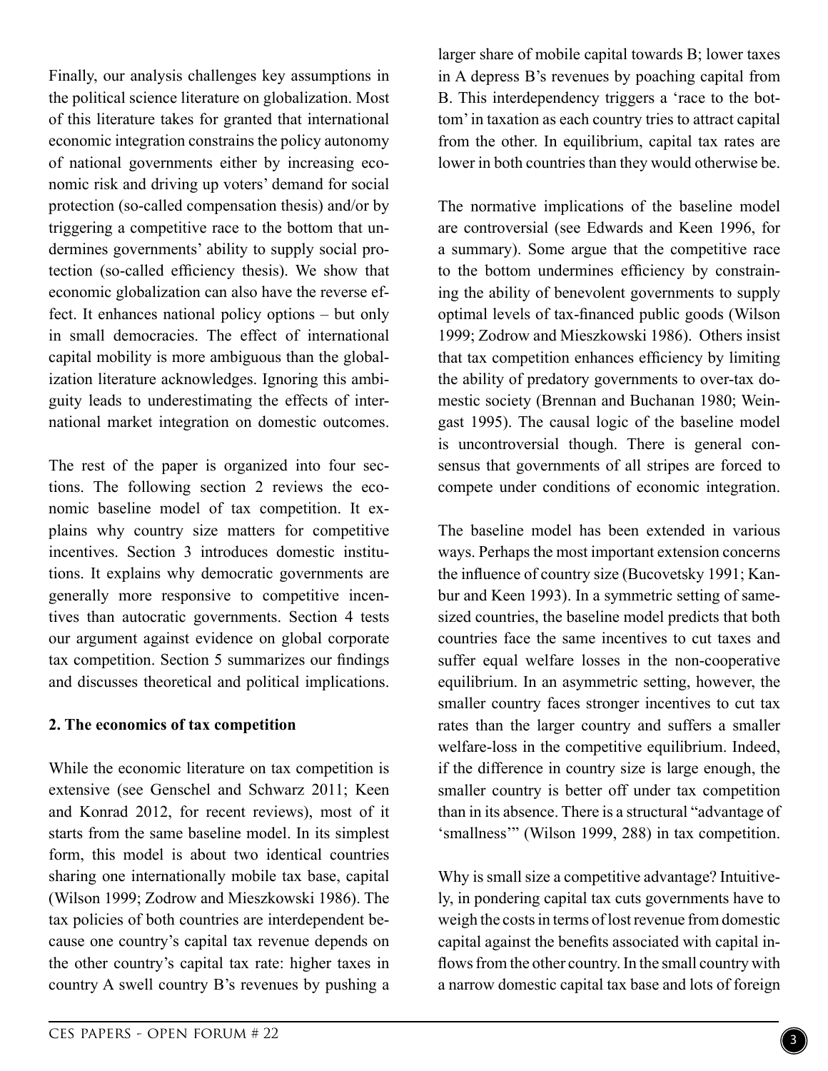Finally, our analysis challenges key assumptions in the political science literature on globalization. Most of this literature takes for granted that international economic integration constrains the policy autonomy of national governments either by increasing economic risk and driving up voters' demand for social protection (so-called compensation thesis) and/or by triggering a competitive race to the bottom that undermines governments' ability to supply social protection (so-called efficiency thesis). We show that economic globalization can also have the reverse effect. It enhances national policy options – but only in small democracies. The effect of international capital mobility is more ambiguous than the globalization literature acknowledges. Ignoring this ambiguity leads to underestimating the effects of international market integration on domestic outcomes.

The rest of the paper is organized into four sections. The following section 2 reviews the economic baseline model of tax competition. It explains why country size matters for competitive incentives. Section 3 introduces domestic institutions. It explains why democratic governments are generally more responsive to competitive incentives than autocratic governments. Section 4 tests our argument against evidence on global corporate tax competition. Section 5 summarizes our findings and discusses theoretical and political implications.

## 2. The economics of tax competition

While the economic literature on tax competition is extensive (see Genschel and Schwarz 2011; Keen and Konrad 2012, for recent reviews), most of it starts from the same baseline model. In its simplest form, this model is about two identical countries sharing one internationally mobile tax base, capital (Wilson 1999; Zodrow and Mieszkowski 1986). The tax policies of both countries are interdependent because one country's capital tax revenue depends on the other country's capital tax rate: higher taxes in country A swell country B's revenues by pushing a larger share of mobile capital towards B; lower taxes in A depress B's revenues by poaching capital from B. This interdependency triggers a 'race to the bottom' in taxation as each country tries to attract capital from the other. In equilibrium, capital tax rates are lower in both countries than they would otherwise be.

The normative implications of the baseline model are controversial (see Edwards and Keen 1996, for a summary). Some argue that the competitive race to the bottom undermines efficiency by constraining the ability of benevolent governments to supply optimal levels of tax-financed public goods (Wilson 1999; Zodrow and Mieszkowski 1986). Others insist that tax competition enhances efficiency by limiting the ability of predatory governments to over-tax domestic society (Brennan and Buchanan 1980; Weingast 1995). The causal logic of the baseline model is uncontroversial though. There is general consensus that governments of all stripes are forced to compete under conditions of economic integration.

The baseline model has been extended in various ways. Perhaps the most important extension concerns the influence of country size (Bucovetsky 1991; Kanbur and Keen 1993). In a symmetric setting of same-sized countries, the baseline model predicts that both countries face the same incentives to cut taxes and suffer equal welfare losses in the non-cooperative equilibrium. In an asymmetric setting, however, the smaller country faces stronger incentives to cut tax rates than the larger country and suffers a smaller welfare-loss in the competitive equilibrium. Indeed, if the difference in country size is large enough, the smaller country is better off under tax competition than in its absence. There is a structural "advantage of 'smallness'" (Wilson 1999, 288) in tax competition.

Why is small size a competitive advantage? Intuitively, in pondering capital tax cuts governments have to weigh the costs in terms of lost revenue from domestic capital against the benefits associated with capital inflows from the other country. In the small country with a narrow domestic capital tax base and lots of foreign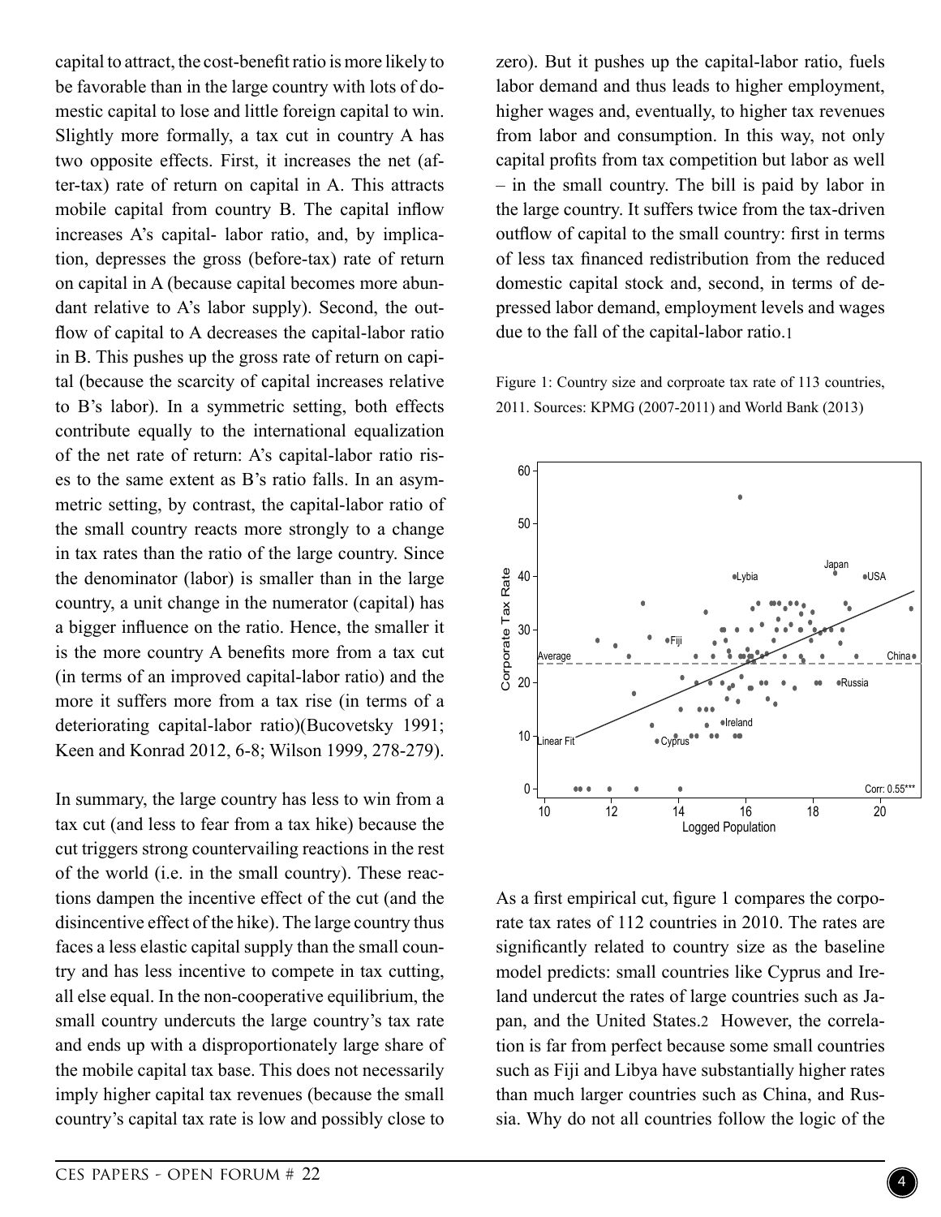capital to attract, the cost-benefit ratio is more likely to be favorable than in the large country with lots of domestic capital to lose and little foreign capital to win. Slightly more formally, a tax cut in country A has two opposite effects. First, it increases the net (after-tax) rate of return on capital in A. This attracts mobile capital from country B. The capital inflow increases A's capital- labor ratio, and, by implication, depresses the gross (before-tax) rate of return on capital in A (because capital becomes more abundant relative to A's labor supply). Second, the outflow of capital to A decreases the capital-labor ratio in B. This pushes up the gross rate of return on capital (because the scarcity of capital increases relative to B's labor). In a symmetric setting, both effects contribute equally to the international equalization of the net rate of return: A's capital-labor ratio rises to the same extent as B's ratio falls. In an asymmetric setting, by contrast, the capital-labor ratio of the small country reacts more strongly to a change in tax rates than the ratio of the large country. Since the denominator (labor) is smaller than in the large country, a unit change in the numerator (capital) has a bigger influence on the ratio. Hence, the smaller it is the more country A benefits more from a tax cut (in terms of an improved capital-labor ratio) and the more it suffers more from a tax rise (in terms of a deteriorating capital-labor ratio)(Bucovetsky 1991; Keen and Konrad 2012, 6-8; Wilson 1999, 278-279).

In summary, the large country has less to win from a tax cut (and less to fear from a tax hike) because the cut triggers strong countervailing reactions in the rest of the world (i.e. in the small country). These reactions dampen the incentive effect of the cut (and the disincentive effect of the hike). The large country thus faces a less elastic capital supply than the small country and has less incentive to compete in tax cutting, all else equal. In the non-cooperative equilibrium, the small country undercuts the large country's tax rate and ends up with a disproportionately large share of the mobile capital tax base. This does not necessarily imply higher capital tax revenues (because the small country's capital tax rate is low and possibly close to zero). But it pushes up the capital-labor ratio, fuels labor demand and thus leads to higher employment, higher wages and, eventually, to higher tax revenues from labor and consumption. In this way, not only capital profits from tax competition but labor as well – in the small country. The bill is paid by labor in the large country. It suffers twice from the tax-driven outflow of capital to the small country: first in terms of less tax financed redistribution from the reduced domestic capital stock and, second, in terms of depressed labor demand, employment levels and wages due to the fall of the capital-labor ratio.[1]

Figure 1: Country size and corproate tax rate of 113 countries, 2011. Sources: KPMG (2007-2011) and World Bank (2013)

As a first empirical cut, figure 1 compares the corporate tax rates of 112 countries in 2010. The rates are significantly related to country size as the baseline model predicts: small countries like Cyprus and Ireland undercut the rates of large countries such as Japan, and the United States.[2] However, the correlation is far from perfect because some small countries such as Fiji and Libya have substantially higher rates than much larger countries such as China, and Russia. Why do not all countries follow the logic of the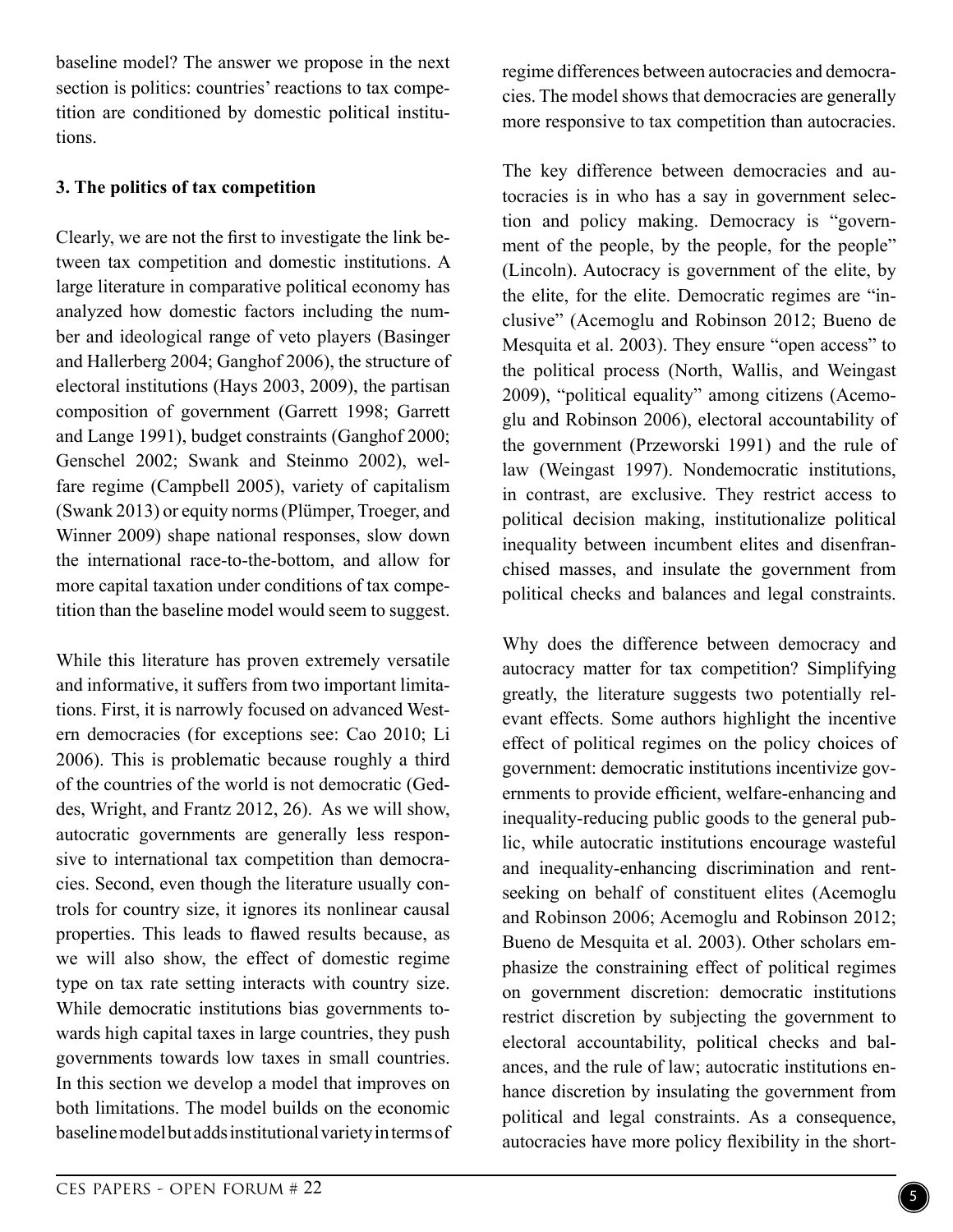baseline model? The answer we propose in the next section is politics: countries' reactions to tax competition are conditioned by domestic political institutions.

### 3. The politics of tax competition

Clearly, we are not the first to investigate the link between tax competition and domestic institutions. A large literature in comparative political economy has analyzed how domestic factors including the number and ideological range of veto players (Basinger and Hallerberg 2004; Ganghof 2006), the structure of electoral institutions (Hays 2003, 2009), the partisan composition of government (Garrett 1998; Garrett and Lange 1991), budget constraints (Ganghof 2000; Genschel 2002; Swank and Steinmo 2002), welfare regime (Campbell 2005), variety of capitalism (Swank 2013) or equity norms (Plümper, Troeger, and Winner 2009) shape national responses, slow down the international race-to-the-bottom, and allow for more capital taxation under conditions of tax competition than the baseline model would seem to suggest.

While this literature has proven extremely versatile and informative, it suffers from two important limitations. First, it is narrowly focused on advanced Western democracies (for exceptions see: Cao 2010; Li 2006). This is problematic because roughly a third of the countries of the world is not democratic (Geddes, Wright, and Frantz 2012, 26). As we will show, autocratic governments are generally less responsive to international tax competition than democracies. Second, even though the literature usually controls for country size, it ignores its nonlinear causal properties. This leads to flawed results because, as we will also show, the effect of domestic regime type on tax rate setting interacts with country size. While democratic institutions bias governments towards high capital taxes in large countries, they push governments towards low taxes in small countries. In this section we develop a model that improves on both limitations. The model builds on the economic baseline model but adds institutional variety in terms of regime differences between autocracies and democracies. The model shows that democracies are generally more responsive to tax competition than autocracies.

The key difference between democracies and autocracies is in who has a say in government selection and policy making. Democracy is "government of the people, by the people, for the people" (Lincoln). Autocracy is government of the elite, by the elite, for the elite. Democratic regimes are "inclusive" (Acemoglu and Robinson 2012; Bueno de Mesquita et al. 2003). They ensure "open access" to the political process (North, Wallis, and Weingast 2009), "political equality" among citizens (Acemoglu and Robinson 2006), electoral accountability of the government (Przeworski 1991) and the rule of law (Weingast 1997). Nondemocratic institutions, in contrast, are exclusive. They restrict access to political decision making, institutionalize political inequality between incumbent elites and disenfranchised masses, and insulate the government from political checks and balances and legal constraints.

Why does the difference between democracy and autocracy matter for tax competition? Simplifying greatly, the literature suggests two potentially relevant effects. Some authors highlight the incentive effect of political regimes on the policy choices of government: democratic institutions incentivize governments to provide efficient, welfare-enhancing and inequality-reducing public goods to the general public, while autocratic institutions encourage wasteful and inequality-enhancing discrimination and rent-seeking on behalf of constituent elites (Acemoglu and Robinson 2006; Acemoglu and Robinson 2012; Bueno de Mesquita et al. 2003). Other scholars emphasize the constraining effect of political regimes on government discretion: democratic institutions restrict discretion by subjecting the government to electoral accountability, political checks and balances, and the rule of law; autocratic institutions enhance discretion by insulating the government from political and legal constraints. As a consequence, autocracies have more policy flexibility in the short-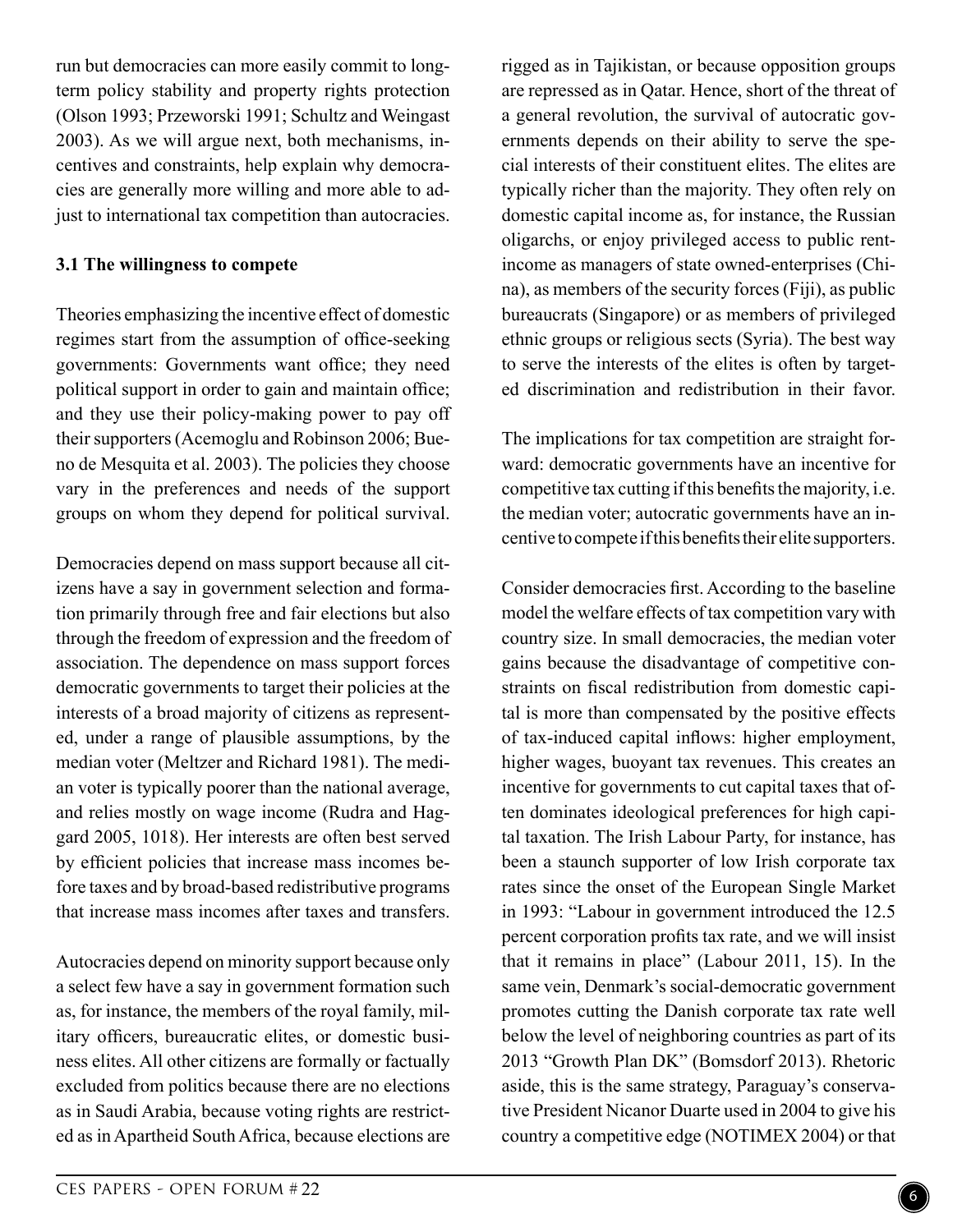run but democracies can more easily commit to long-term policy stability and property rights protection (Olson 1993; Przeworski 1991; Schultz and Weingast 2003). As we will argue next, both mechanisms, incentives and constraints, help explain why democracies are generally more willing and more able to adjust to international tax competition than autocracies.

### 3.1 The willingness to compete

Theories emphasizing the incentive effect of domestic regimes start from the assumption of office-seeking governments: Governments want office; they need political support in order to gain and maintain office; and they use their policy-making power to pay off their supporters (Acemoglu and Robinson 2006; Bueno de Mesquita et al. 2003). The policies they choose vary in the preferences and needs of the support groups on whom they depend for political survival.

Democracies depend on mass support because all citizens have a say in government selection and formation primarily through free and fair elections but also through the freedom of expression and the freedom of association. The dependence on mass support forces democratic governments to target their policies at the interests of a broad majority of citizens as represented, under a range of plausible assumptions, by the median voter (Meltzer and Richard 1981). The median voter is typically poorer than the national average, and relies mostly on wage income (Rudra and Haggard 2005, 1018). Her interests are often best served by efficient policies that increase mass incomes before taxes and by broad-based redistributive programs that increase mass incomes after taxes and transfers.

Autocracies depend on minority support because only a select few have a say in government formation such as, for instance, the members of the royal family, military officers, bureaucratic elites, or domestic business elites. All other citizens are formally or factually excluded from politics because there are no elections as in Saudi Arabia, because voting rights are restricted as in Apartheid South Africa, because elections are rigged as in Tajikistan, or because opposition groups are repressed as in Qatar. Hence, short of the threat of a general revolution, the survival of autocratic governments depends on their ability to serve the special interests of their constituent elites. The elites are typically richer than the majority. They often rely on domestic capital income as, for instance, the Russian oligarchs, or enjoy privileged access to public rent-income as managers of state owned-enterprises (China), as members of the security forces (Fiji), as public bureaucrats (Singapore) or as members of privileged ethnic groups or religious sects (Syria). The best way to serve the interests of the elites is often by targeted discrimination and redistribution in their favor.

The implications for tax competition are straight forward: democratic governments have an incentive for competitive tax cutting if this benefits the majority, i.e. the median voter; autocratic governments have an incentive to compete if this benefits their elite supporters.

Consider democracies first. According to the baseline model the welfare effects of tax competition vary with country size. In small democracies, the median voter gains because the disadvantage of competitive constraints on fiscal redistribution from domestic capital is more than compensated by the positive effects of tax-induced capital inflows: higher employment, higher wages, buoyant tax revenues. This creates an incentive for governments to cut capital taxes that often dominates ideological preferences for high capital taxation. The Irish Labour Party, for instance, has been a staunch supporter of low Irish corporate tax rates since the onset of the European Single Market in 1993: "Labour in government introduced the 12.5 percent corporation profits tax rate, and we will insist that it remains in place" (Labour 2011, 15). In the same vein, Denmark's social-democratic government promotes cutting the Danish corporate tax rate well below the level of neighboring countries as part of its 2013 "Growth Plan DK" (Bomsdorf 2013). Rhetoric aside, this is the same strategy, Paraguay's conservative President Nicanor Duarte used in 2004 to give his country a competitive edge (NOTIMEX 2004) or that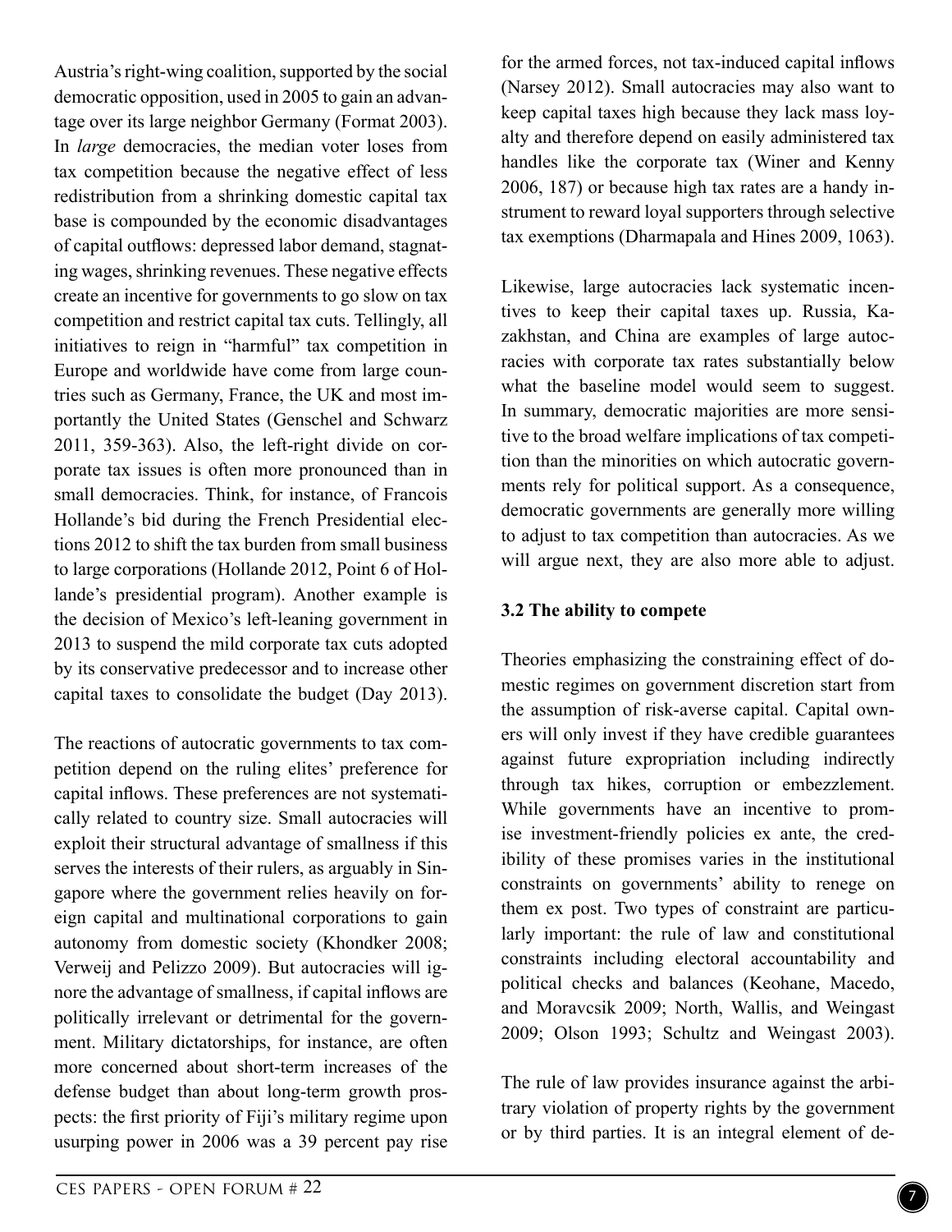Austria's right-wing coalition, supported by the social democratic opposition, used in 2005 to gain an advantage over its large neighbor Germany (Format 2003). In *large* democracies, the median voter loses from tax competition because the negative effect of less redistribution from a shrinking domestic capital tax base is compounded by the economic disadvantages of capital outflows: depressed labor demand, stagnating wages, shrinking revenues. These negative effects create an incentive for governments to go slow on tax competition and restrict capital tax cuts. Tellingly, all initiatives to reign in "harmful" tax competition in Europe and worldwide have come from large countries such as Germany, France, the UK and most importantly the United States (Genschel and Schwarz 2011, 359-363). Also, the left-right divide on corporate tax issues is often more pronounced than in small democracies. Think, for instance, of Francois Hollande's bid during the French Presidential elections 2012 to shift the tax burden from small business to large corporations (Hollande 2012, Point 6 of Hollande's presidential program). Another example is the decision of Mexico's left-leaning government in 2013 to suspend the mild corporate tax cuts adopted by its conservative predecessor and to increase other capital taxes to consolidate the budget (Day 2013).

The reactions of autocratic governments to tax competition depend on the ruling elites' preference for capital inflows. These preferences are not systematically related to country size. Small autocracies will exploit their structural advantage of smallness if this serves the interests of their rulers, as arguably in Singapore where the government relies heavily on foreign capital and multinational corporations to gain autonomy from domestic society (Khondker 2008; Verweij and Pelizzo 2009). But autocracies will ignore the advantage of smallness, if capital inflows are politically irrelevant or detrimental for the government. Military dictatorships, for instance, are often more concerned about short-term increases of the defense budget than about long-term growth prospects: the first priority of Fiji's military regime upon usurping power in 2006 was a 39 percent pay rise for the armed forces, not tax-induced capital inflows (Narsey 2012). Small autocracies may also want to keep capital taxes high because they lack mass loyalty and therefore depend on easily administered tax handles like the corporate tax (Winer and Kenny 2006, 187) or because high tax rates are a handy instrument to reward loyal supporters through selective tax exemptions (Dharmapala and Hines 2009, 1063).

Likewise, large autocracies lack systematic incentives to keep their capital taxes up. Russia, Kazakhstan, and China are examples of large autocracies with corporate tax rates substantially below what the baseline model would seem to suggest. In summary, democratic majorities are more sensitive to the broad welfare implications of tax competition than the minorities on which autocratic governments rely for political support. As a consequence, democratic governments are generally more willing to adjust to tax competition than autocracies. As we will argue next, they are also more able to adjust.

### 3.2 The ability to compete

Theories emphasizing the constraining effect of domestic regimes on government discretion start from the assumption of risk-averse capital. Capital owners will only invest if they have credible guarantees against future expropriation including indirectly through tax hikes, corruption or embezzlement. While governments have an incentive to promise investment-friendly policies ex ante, the credibility of these promises varies in the institutional constraints on governments' ability to renege on them ex post. Two types of constraint are particularly important: the rule of law and constitutional constraints including electoral accountability and political checks and balances (Keohane, Macedo, and Moravcsik 2009; North, Wallis, and Weingast 2009; Olson 1993; Schultz and Weingast 2003).

The rule of law provides insurance against the arbitrary violation of property rights by the government or by third parties. It is an integral element of de-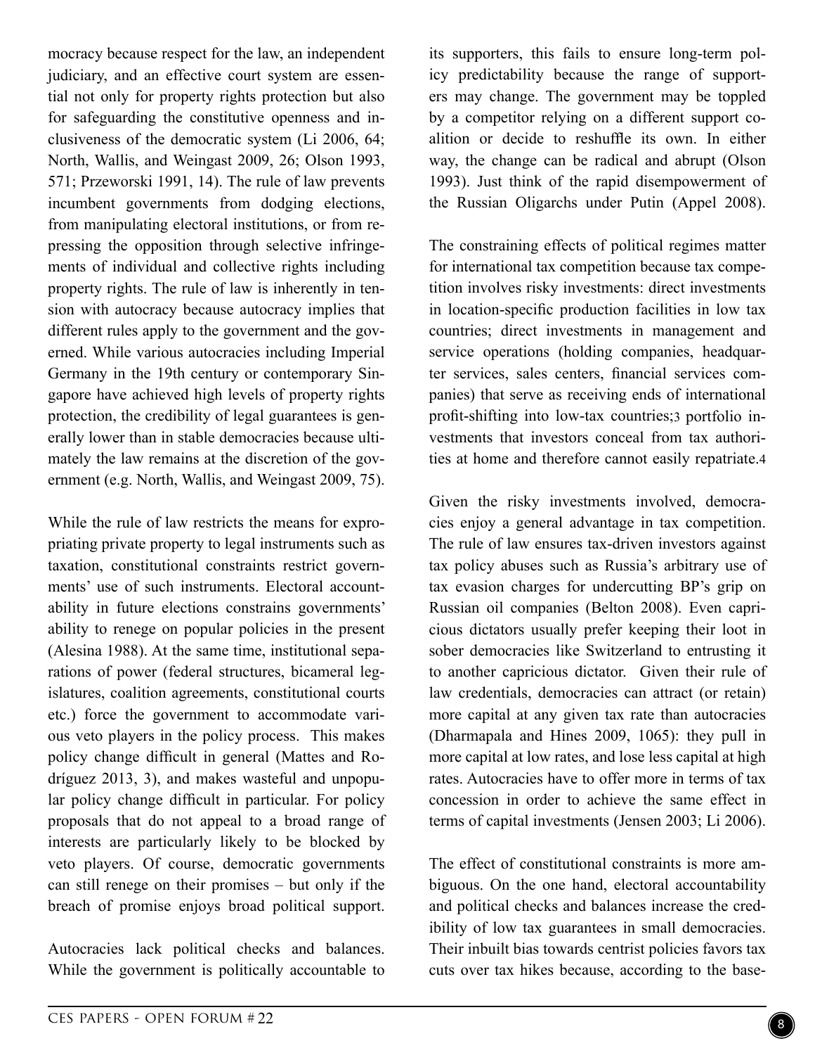mocracy because respect for the law, an independent judiciary, and an effective court system are essential not only for property rights protection but also for safeguarding the constitutive openness and inclusiveness of the democratic system (Li 2006, 64; North, Wallis, and Weingast 2009, 26; Olson 1993, 571; Przeworski 1991, 14). The rule of law prevents incumbent governments from dodging elections, from manipulating electoral institutions, or from repressing the opposition through selective infringements of individual and collective rights including property rights. The rule of law is inherently in tension with autocracy because autocracy implies that different rules apply to the government and the governed. While various autocracies including Imperial Germany in the 19th century or contemporary Singapore have achieved high levels of property rights protection, the credibility of legal guarantees is generally lower than in stable democracies because ultimately the law remains at the discretion of the government (e.g. North, Wallis, and Weingast 2009, 75).

While the rule of law restricts the means for expropriating private property to legal instruments such as taxation, constitutional constraints restrict governments' use of such instruments. Electoral accountability in future elections constrains governments' ability to renege on popular policies in the present (Alesina 1988). At the same time, institutional separations of power (federal structures, bicameral legislatures, coalition agreements, constitutional courts etc.) force the government to accommodate various veto players in the policy process. This makes policy change difficult in general (Mattes and Rodríguez 2013, 3), and makes wasteful and unpopular policy change difficult in particular. For policy proposals that do not appeal to a broad range of interests are particularly likely to be blocked by veto players. Of course, democratic governments can still renege on their promises – but only if the breach of promise enjoys broad political support.

Autocracies lack political checks and balances. While the government is politically accountable to its supporters, this fails to ensure long-term policy predictability because the range of supporters may change. The government may be toppled by a competitor relying on a different support coalition or decide to reshuffle its own. In either way, the change can be radical and abrupt (Olson 1993). Just think of the rapid disempowerment of the Russian Oligarchs under Putin (Appel 2008).

The constraining effects of political regimes matter for international tax competition because tax competition involves risky investments: direct investments in location-specific production facilities in low tax countries; direct investments in management and service operations (holding companies, headquarter services, sales centers, financial services companies) that serve as receiving ends of international profit-shifting into low-tax countries;[3] portfolio investments that investors conceal from tax authorities at home and therefore cannot easily repatriate.[4]

Given the risky investments involved, democracies enjoy a general advantage in tax competition. The rule of law ensures tax-driven investors against tax policy abuses such as Russia's arbitrary use of tax evasion charges for undercutting BP's grip on Russian oil companies (Belton 2008). Even capricious dictators usually prefer keeping their loot in sober democracies like Switzerland to entrusting it to another capricious dictator. Given their rule of law credentials, democracies can attract (or retain) more capital at any given tax rate than autocracies (Dharmapala and Hines 2009, 1065): they pull in more capital at low rates, and lose less capital at high rates. Autocracies have to offer more in terms of tax concession in order to achieve the same effect in terms of capital investments (Jensen 2003; Li 2006).

The effect of constitutional constraints is more ambiguous. On the one hand, electoral accountability and political checks and balances increase the credibility of low tax guarantees in small democracies. Their inbuilt bias towards centrist policies favors tax cuts over tax hikes because, according to the base-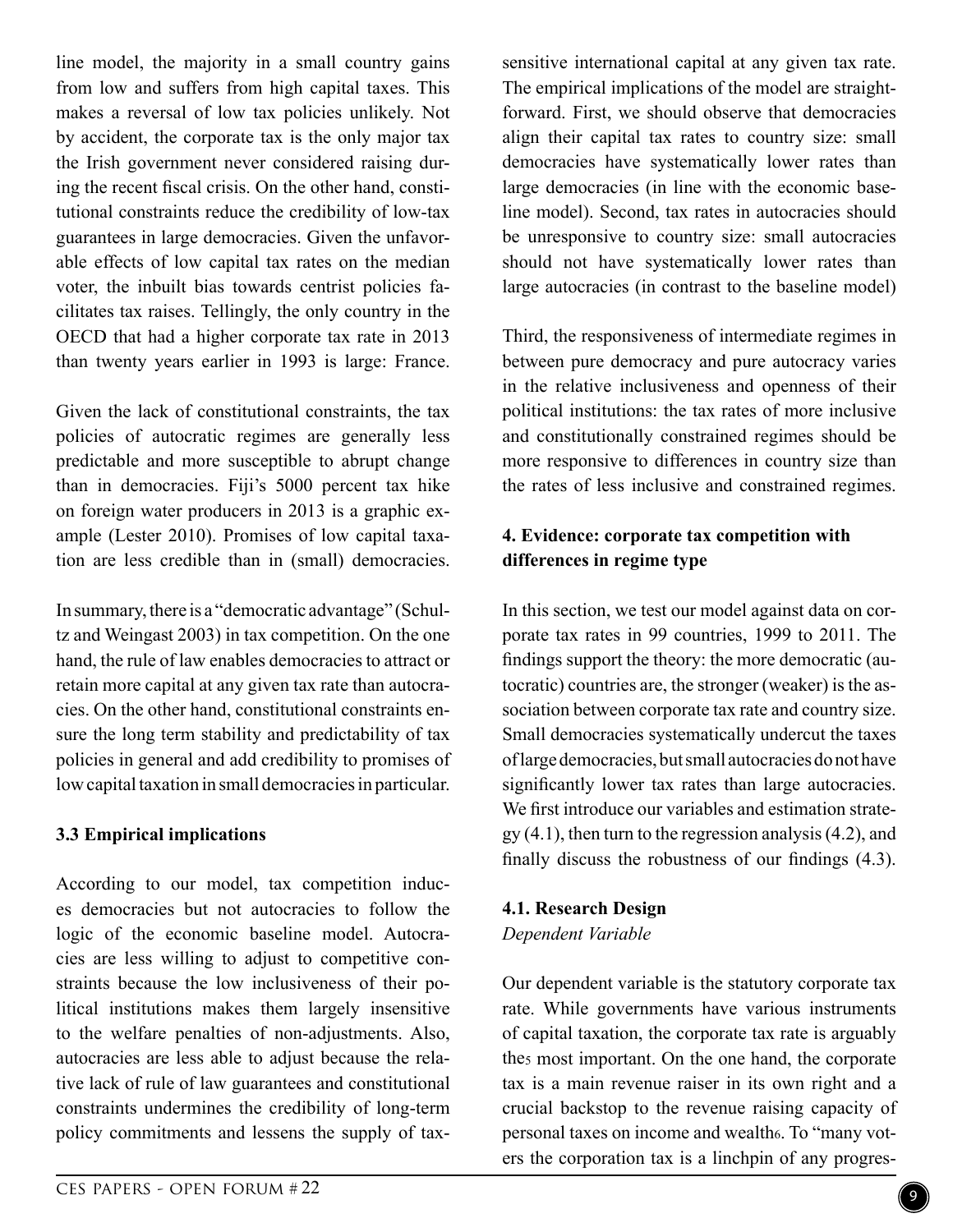line model, the majority in a small country gains from low and suffers from high capital taxes. This makes a reversal of low tax policies unlikely. Not by accident, the corporate tax is the only major tax the Irish government never considered raising during the recent fiscal crisis. On the other hand, constitutional constraints reduce the credibility of low-tax guarantees in large democracies. Given the unfavorable effects of low capital tax rates on the median voter, the inbuilt bias towards centrist policies facilitates tax raises. Tellingly, the only country in the OECD that had a higher corporate tax rate in 2013 than twenty years earlier in 1993 is large: France.

Given the lack of constitutional constraints, the tax policies of autocratic regimes are generally less predictable and more susceptible to abrupt change than in democracies. Fiji's 5000 percent tax hike on foreign water producers in 2013 is a graphic example (Lester 2010). Promises of low capital taxation are less credible than in (small) democracies.

In summary, there is a "democratic advantage" (Schultz and Weingast 2003) in tax competition. On the one hand, the rule of law enables democracies to attract or retain more capital at any given tax rate than autocracies. On the other hand, constitutional constraints ensure the long term stability and predictability of tax policies in general and add credibility to promises of low capital taxation in small democracies in particular.

### 3.3 Empirical implications

According to our model, tax competition induces democracies but not autocracies to follow the logic of the economic baseline model. Autocracies are less willing to adjust to competitive constraints because the low inclusiveness of their political institutions makes them largely insensitive to the welfare penalties of non-adjustments. Also, autocracies are less able to adjust because the relative lack of rule of law guarantees and constitutional constraints undermines the credibility of long-term policy commitments and lessens the supply of tax-sensitive international capital at any given tax rate. The empirical implications of the model are straightforward. First, we should observe that democracies align their capital tax rates to country size: small democracies have systematically lower rates than large democracies (in line with the economic baseline model). Second, tax rates in autocracies should be unresponsive to country size: small autocracies should not have systematically lower rates than large autocracies (in contrast to the baseline model)

Third, the responsiveness of intermediate regimes in between pure democracy and pure autocracy varies in the relative inclusiveness and openness of their political institutions: the tax rates of more inclusive and constitutionally constrained regimes should be more responsive to differences in country size than the rates of less inclusive and constrained regimes.

## 4. Evidence: corporate tax competition with differences in regime type

In this section, we test our model against data on corporate tax rates in 99 countries, 1999 to 2011. The findings support the theory: the more democratic (autocratic) countries are, the stronger (weaker) is the association between corporate tax rate and country size. Small democracies systematically undercut the taxes of large democracies, but small autocracies do not have significantly lower tax rates than large autocracies. We first introduce our variables and estimation strategy (4.1), then turn to the regression analysis (4.2), and finally discuss the robustness of our findings (4.3).

### 4.1. Research Design

*Dependent Variable*

Our dependent variable is the statutory corporate tax rate. While governments have various instruments of capital taxation, the corporate tax rate is arguably the[5] most important. On the one hand, the corporate tax is a main revenue raiser in its own right and a crucial backstop to the revenue raising capacity of personal taxes on income and wealth[6]. To "many voters the corporation tax is a linchpin of any progres-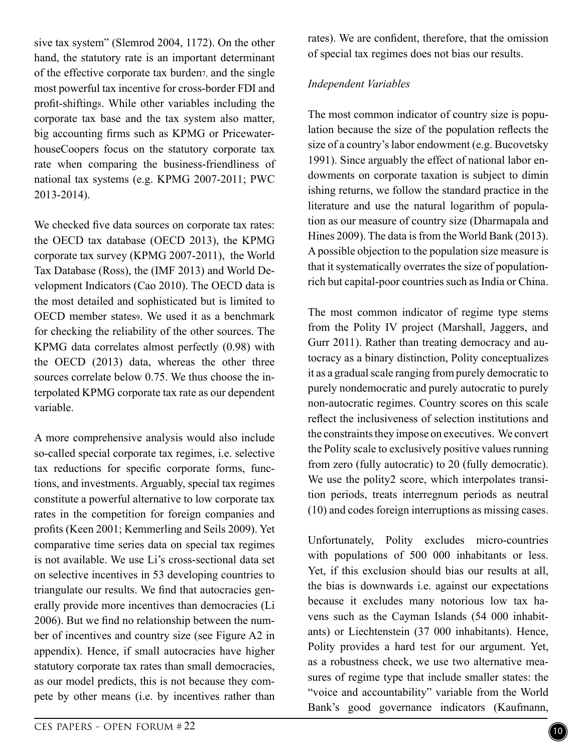sive tax system" (Slemrod 2004, 1172). On the other hand, the statutory rate is an important determinant of the effective corporate tax burden[7], and the single most powerful tax incentive for cross-border FDI and profit-shifting[8]. While other variables including the corporate tax base and the tax system also matter, big accounting firms such as KPMG or PricewaterhouseCoopers focus on the statutory corporate tax rate when comparing the business-friendliness of national tax systems (e.g. KPMG 2007-2011; PWC 2013-2014).

We checked five data sources on corporate tax rates: the OECD tax database (OECD 2013), the KPMG corporate tax survey (KPMG 2007-2011), the World Tax Database (Ross), the (IMF 2013) and World Development Indicators (Cao 2010). The OECD data is the most detailed and sophisticated but is limited to OECD member states[9]. We used it as a benchmark for checking the reliability of the other sources. The KPMG data correlates almost perfectly (0.98) with the OECD (2013) data, whereas the other three sources correlate below 0.75. We thus choose the interpolated KPMG corporate tax rate as our dependent variable.

A more comprehensive analysis would also include so-called special corporate tax regimes, i.e. selective tax reductions for specific corporate forms, functions, and investments. Arguably, special tax regimes constitute a powerful alternative to low corporate tax rates in the competition for foreign companies and profits (Keen 2001; Kemmerling and Seils 2009). Yet comparative time series data on special tax regimes is not available. We use Li's cross-sectional data set on selective incentives in 53 developing countries to triangulate our results. We find that autocracies generally provide more incentives than democracies (Li 2006). But we find no relationship between the number of incentives and country size (see Figure A2 in appendix). Hence, if small autocracies have higher statutory corporate tax rates than small democracies, as our model predicts, this is not because they compete by other means (i.e. by incentives rather than rates). We are confident, therefore, that the omission of special tax regimes does not bias our results.

*Independent Variables*

The most common indicator of country size is population because the size of the population reflects the size of a country's labor endowment (e.g. Bucovetsky 1991). Since arguably the effect of national labor endowments on corporate taxation is subject to diminishing returns, we follow the standard practice in the literature and use the natural logarithm of population as our measure of country size (Dharmapala and Hines 2009). The data is from the World Bank (2013). A possible objection to the population size measure is that it systematically overrates the size of population-rich but capital-poor countries such as India or China.

The most common indicator of regime type stems from the Polity IV project (Marshall, Jaggers, and Gurr 2011). Rather than treating democracy and autocracy as a binary distinction, Polity conceptualizes it as a gradual scale ranging from purely democratic to purely nondemocratic and purely autocratic to purely non-autocratic regimes. Country scores on this scale reflect the inclusiveness of selection institutions and the constraints they impose on executives. We convert the Polity scale to exclusively positive values running from zero (fully autocratic) to 20 (fully democratic). We use the polity2 score, which interpolates transition periods, treats interregnum periods as neutral (10) and codes foreign interruptions as missing cases.

Unfortunately, Polity excludes micro-countries with populations of 500 000 inhabitants or less. Yet, if this exclusion should bias our results at all, the bias is downwards i.e. against our expectations because it excludes many notorious low tax havens such as the Cayman Islands (54 000 inhabitants) or Liechtenstein (37 000 inhabitants). Hence, Polity provides a hard test for our argument. Yet, as a robustness check, we use two alternative measures of regime type that include smaller states: the "voice and accountability" variable from the World Bank's good governance indicators (Kaufmann,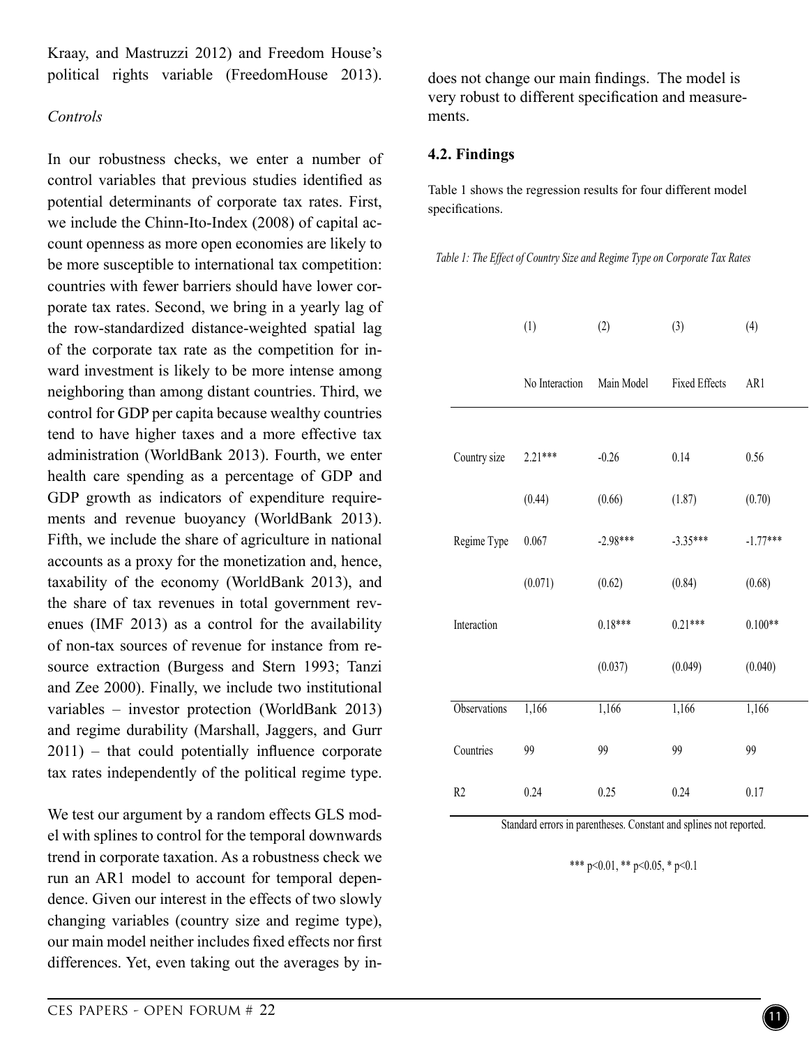Kraay, and Mastruzzi 2012) and Freedom House's political rights variable (FreedomHouse 2013).

*Controls*

In our robustness checks, we enter a number of control variables that previous studies identified as potential determinants of corporate tax rates. First, we include the Chinn-Ito-Index (2008) of capital account openness as more open economies are likely to be more susceptible to international tax competition: countries with fewer barriers should have lower corporate tax rates. Second, we bring in a yearly lag of the row-standardized distance-weighted spatial lag of the corporate tax rate as the competition for inward investment is likely to be more intense among neighboring than among distant countries. Third, we control for GDP per capita because wealthy countries tend to have higher taxes and a more effective tax administration (WorldBank 2013). Fourth, we enter health care spending as a percentage of GDP and GDP growth as indicators of expenditure requirements and revenue buoyancy (WorldBank 2013). Fifth, we include the share of agriculture in national accounts as a proxy for the monetization and, hence, taxability of the economy (WorldBank 2013), and the share of tax revenues in total government revenues (IMF 2013) as a control for the availability of non-tax sources of revenue for instance from resource extraction (Burgess and Stern 1993; Tanzi and Zee 2000). Finally, we include two institutional variables – investor protection (WorldBank 2013) and regime durability (Marshall, Jaggers, and Gurr 2011) – that could potentially influence corporate tax rates independently of the political regime type.

We test our argument by a random effects GLS model with splines to control for the temporal downwards trend in corporate taxation. As a robustness check we run an AR1 model to account for temporal dependence. Given our interest in the effects of two slowly changing variables (country size and regime type), our main model neither includes fixed effects nor first differences. Yet, even taking out the averages by in-

does not change our main findings. The model is very robust to different specification and measurements.

### 4.2. Findings

Table 1 shows the regression results for four different model specifications.

*Table 1: The Effect of Country Size and Regime Type on Corporate Tax Rates*

| | (1) | (2) | (3) | (4) |
|---|---|---|---|---|
| | No Interaction | Main Model | Fixed Effects | AR1 |
| Country size | 2.21*** | -0.26 | 0.14 | 0.56 |
| | (0.44) | (0.66) | (1.87) | (0.70) |
| Regime Type | 0.067 | -2.98*** | -3.35*** | -1.77*** |
| | (0.071) | (0.62) | (0.84) | (0.68) |
| Interaction | | 0.18*** | 0.21*** | 0.100** |
| | | (0.037) | (0.049) | (0.040) |
| Observations | 1,166 | 1,166 | 1,166 | 1,166 |
| Countries | 99 | 99 | 99 | 99 |
| R2 | 0.24 | 0.25 | 0.24 | 0.17 |

Standard errors in parentheses. Constant and splines not reported.

*** $p<0.01$, ** $p<0.05$, * $p<0.1$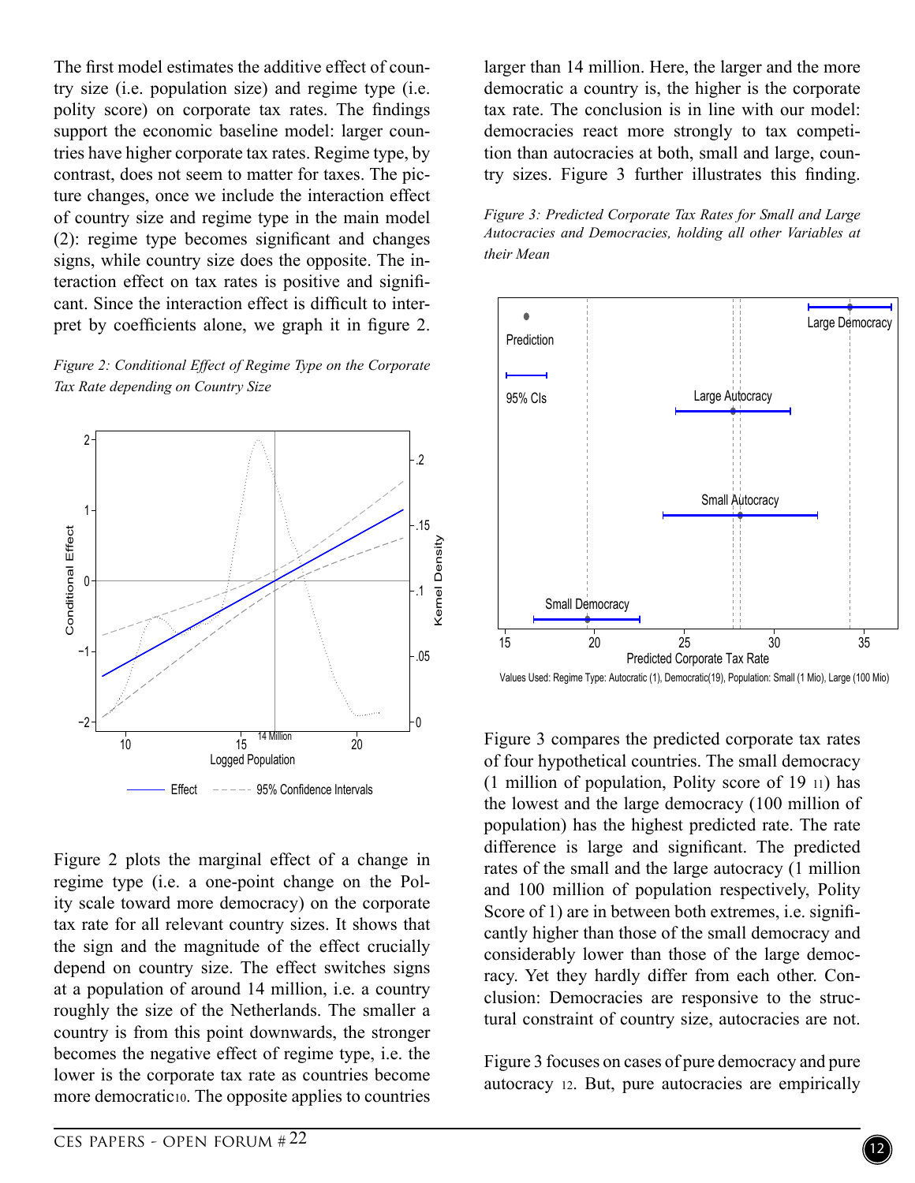The first model estimates the additive effect of country size (i.e. population size) and regime type (i.e. polity score) on corporate tax rates. The findings support the economic baseline model: larger countries have higher corporate tax rates. Regime type, by contrast, does not seem to matter for taxes. The picture changes, once we include the interaction effect of country size and regime type in the main model (2): regime type becomes significant and changes signs, while country size does the opposite. The interaction effect on tax rates is positive and significant. Since the interaction effect is difficult to interpret by coefficients alone, we graph it in figure 2.

*Figure 2: Conditional Effect of Regime Type on the Corporate Tax Rate depending on Country Size*

Figure 2 plots the marginal effect of a change in regime type (i.e. a one-point change on the Polity scale toward more democracy) on the corporate tax rate for all relevant country sizes. It shows that the sign and the magnitude of the effect crucially depend on country size. The effect switches signs at a population of around 14 million, i.e. a country roughly the size of the Netherlands. The smaller a country is from this point downwards, the stronger becomes the negative effect of regime type, i.e. the lower is the corporate tax rate as countries become more democratic[10]. The opposite applies to countries larger than 14 million. Here, the larger and the more democratic a country is, the higher is the corporate tax rate. The conclusion is in line with our model: democracies react more strongly to tax competition than autocracies at both, small and large, country sizes. Figure 3 further illustrates this finding.

*Figure 3: Predicted Corporate Tax Rates for Small and Large Autocracies and Democracies, holding all other Variables at their Mean*

Figure 3 compares the predicted corporate tax rates of four hypothetical countries. The small democracy (1 million of population, Polity score of 19 [11]) has the lowest and the large democracy (100 million of population) has the highest predicted rate. The rate difference is large and significant. The predicted rates of the small and the large autocracy (1 million and 100 million of population respectively, Polity Score of 1) are in between both extremes, i.e. significantly higher than those of the small democracy and considerably lower than those of the large democracy. Yet they hardly differ from each other. Conclusion: Democracies are responsive to the structural constraint of country size, autocracies are not.

Figure 3 focuses on cases of pure democracy and pure autocracy [12]. But, pure autocracies are empirically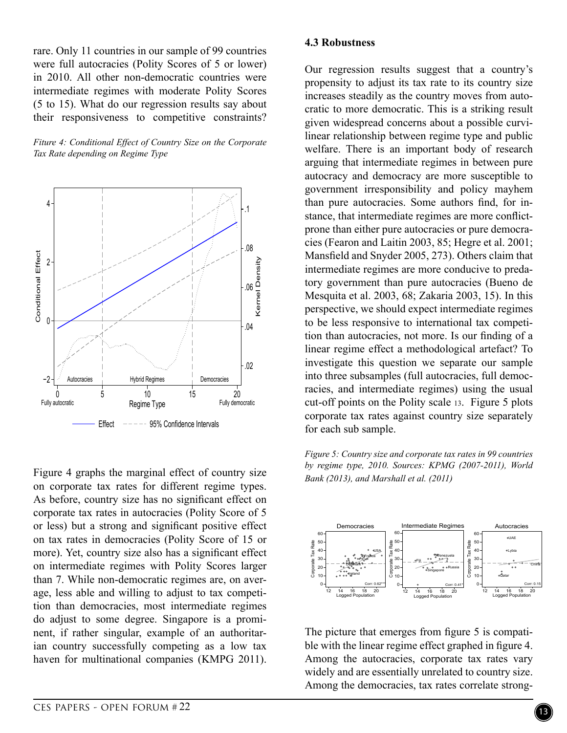rare. Only 11 countries in our sample of 99 countries were full autocracies (Polity Scores of 5 or lower) in 2010. All other non-democratic countries were intermediate regimes with moderate Polity Scores (5 to 15). What do our regression results say about their responsiveness to competitive constraints?

*Fiture 4: Conditional Effect of Country Size on the Corporate Tax Rate depending on Regime Type*

Figure 4 graphs the marginal effect of country size on corporate tax rates for different regime types. As before, country size has no significant effect on corporate tax rates in autocracies (Polity Score of 5 or less) but a strong and significant positive effect on tax rates in democracies (Polity Score of 15 or more). Yet, country size also has a significant effect on intermediate regimes with Polity Scores larger than 7. While non-democratic regimes are, on average, less able and willing to adjust to tax competition than democracies, most intermediate regimes do adjust to some degree. Singapore is a prominent, if rather singular, example of an authoritarian country successfully competing as a low tax haven for multinational companies (KMPG 2011).

### 4.3 Robustness

Our regression results suggest that a country's propensity to adjust its tax rate to its country size increases steadily as the country moves from autocratic to more democratic. This is a striking result given widespread concerns about a possible curvilinear relationship between regime type and public welfare. There is an important body of research arguing that intermediate regimes in between pure autocracy and democracy are more susceptible to government irresponsibility and policy mayhem than pure autocracies. Some authors find, for instance, that intermediate regimes are more conflict-prone than either pure autocracies or pure democracies (Fearon and Laitin 2003, 85; Hegre et al. 2001; Mansfield and Snyder 2005, 273). Others claim that intermediate regimes are more conducive to predatory government than pure autocracies (Bueno de Mesquita et al. 2003, 68; Zakaria 2003, 15). In this perspective, we should expect intermediate regimes to be less responsive to international tax competition than autocracies, not more. Is our finding of a linear regime effect a methodological artefact? To investigate this question we separate our sample into three subsamples (full autocracies, full democracies, and intermediate regimes) using the usual cut-off points on the Polity scale [13]. Figure 5 plots corporate tax rates against country size separately for each sub sample.

*Figure 5: Country size and corporate tax rates in 99 countries by regime type, 2010. Sources: KPMG (2007-2011), World Bank (2013), and Marshall et al. (2011)*

The picture that emerges from figure 5 is compatible with the linear regime effect graphed in figure 4. Among the autocracies, corporate tax rates vary widely and are essentially unrelated to country size. Among the democracies, tax rates correlate strong-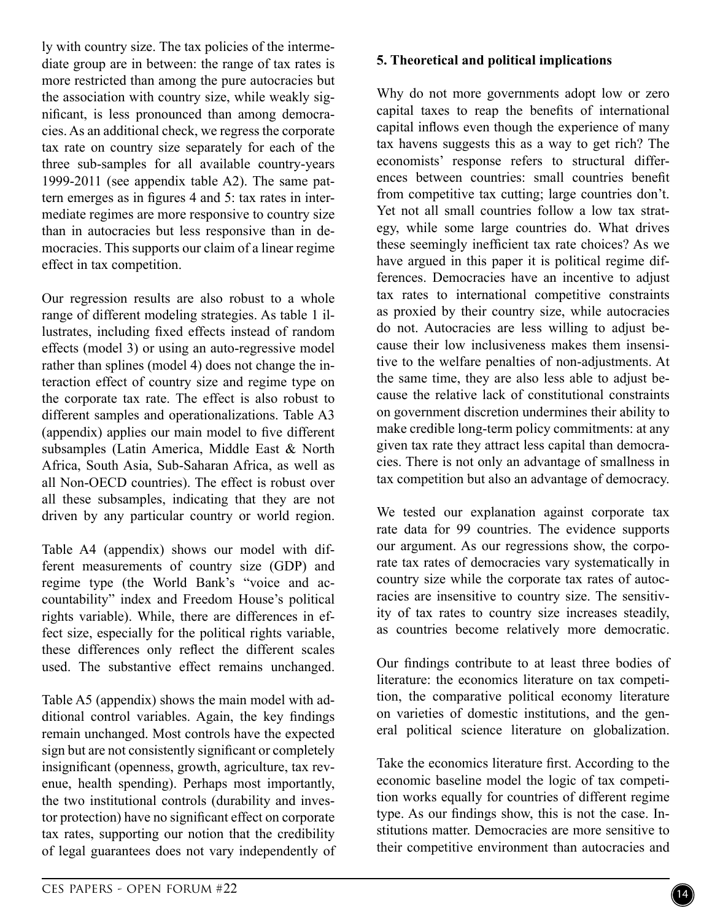ly with country size. The tax policies of the intermediate group are in between: the range of tax rates is more restricted than among the pure autocracies but the association with country size, while weakly significant, is less pronounced than among democracies. As an additional check, we regress the corporate tax rate on country size separately for each of the three sub-samples for all available country-years 1999-2011 (see appendix table A2). The same pattern emerges as in figures 4 and 5: tax rates in intermediate regimes are more responsive to country size than in autocracies but less responsive than in democracies. This supports our claim of a linear regime effect in tax competition.

Our regression results are also robust to a whole range of different modeling strategies. As table 1 illustrates, including fixed effects instead of random effects (model 3) or using an auto-regressive model rather than splines (model 4) does not change the interaction effect of country size and regime type on the corporate tax rate. The effect is also robust to different samples and operationalizations. Table A3 (appendix) applies our main model to five different subsamples (Latin America, Middle East & North Africa, South Asia, Sub-Saharan Africa, as well as all Non-OECD countries). The effect is robust over all these subsamples, indicating that they are not driven by any particular country or world region.

Table A4 (appendix) shows our model with different measurements of country size (GDP) and regime type (the World Bank's "voice and accountability" index and Freedom House's political rights variable). While, there are differences in effect size, especially for the political rights variable, these differences only reflect the different scales used. The substantive effect remains unchanged.

Table A5 (appendix) shows the main model with additional control variables. Again, the key findings remain unchanged. Most controls have the expected sign but are not consistently significant or completely insignificant (openness, growth, agriculture, tax revenue, health spending). Perhaps most importantly, the two institutional controls (durability and investor protection) have no significant effect on corporate tax rates, supporting our notion that the credibility of legal guarantees does not vary independently of

## 5. Theoretical and political implications

Why do not more governments adopt low or zero capital taxes to reap the benefits of international capital inflows even though the experience of many tax havens suggests this as a way to get rich? The economists' response refers to structural differences between countries: small countries benefit from competitive tax cutting; large countries don't. Yet not all small countries follow a low tax strategy, while some large countries do. What drives these seemingly inefficient tax rate choices? As we have argued in this paper it is political regime differences. Democracies have an incentive to adjust tax rates to international competitive constraints as proxied by their country size, while autocracies do not. Autocracies are less willing to adjust because their low inclusiveness makes them insensitive to the welfare penalties of non-adjustments. At the same time, they are also less able to adjust because the relative lack of constitutional constraints on government discretion undermines their ability to make credible long-term policy commitments: at any given tax rate they attract less capital than democracies. There is not only an advantage of smallness in tax competition but also an advantage of democracy.

We tested our explanation against corporate tax rate data for 99 countries. The evidence supports our argument. As our regressions show, the corporate tax rates of democracies vary systematically in country size while the corporate tax rates of autocracies are insensitive to country size. The sensitivity of tax rates to country size increases steadily, as countries become relatively more democratic.

Our findings contribute to at least three bodies of literature: the economics literature on tax competition, the comparative political economy literature on varieties of domestic institutions, and the general political science literature on globalization.

Take the economics literature first. According to the economic baseline model the logic of tax competition works equally for countries of different regime type. As our findings show, this is not the case. Institutions matter. Democracies are more sensitive to their competitive environment than autocracies and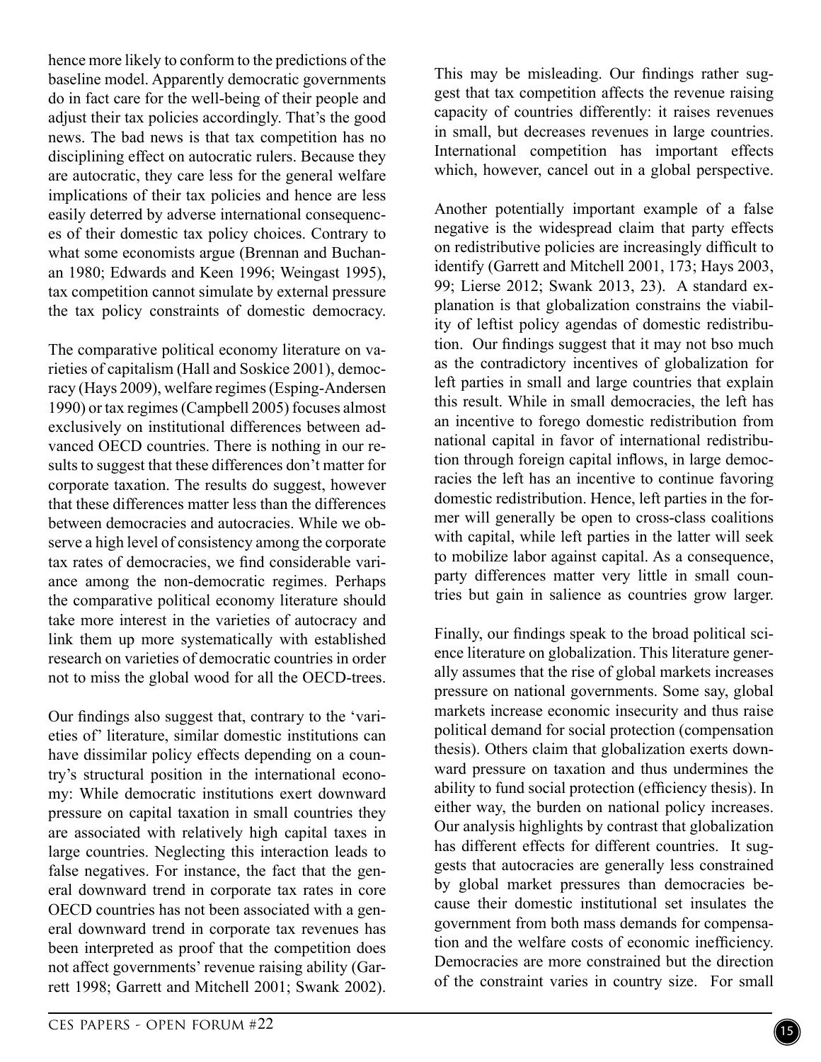hence more likely to conform to the predictions of the baseline model. Apparently democratic governments do in fact care for the well-being of their people and adjust their tax policies accordingly. That's the good news. The bad news is that tax competition has no disciplining effect on autocratic rulers. Because they are autocratic, they care less for the general welfare implications of their tax policies and hence are less easily deterred by adverse international consequences of their domestic tax policy choices. Contrary to what some economists argue (Brennan and Buchanan 1980; Edwards and Keen 1996; Weingast 1995), tax competition cannot simulate by external pressure the tax policy constraints of domestic democracy.

The comparative political economy literature on varieties of capitalism (Hall and Soskice 2001), democracy (Hays 2009), welfare regimes (Esping-Andersen 1990) or tax regimes (Campbell 2005) focuses almost exclusively on institutional differences between advanced OECD countries. There is nothing in our results to suggest that these differences don't matter for corporate taxation. The results do suggest, however that these differences matter less than the differences between democracies and autocracies. While we observe a high level of consistency among the corporate tax rates of democracies, we find considerable variance among the non-democratic regimes. Perhaps the comparative political economy literature should take more interest in the varieties of autocracy and link them up more systematically with established research on varieties of democratic countries in order not to miss the global wood for all the OECD-trees.

Our findings also suggest that, contrary to the 'varieties of' literature, similar domestic institutions can have dissimilar policy effects depending on a country's structural position in the international economy: While democratic institutions exert downward pressure on capital taxation in small countries they are associated with relatively high capital taxes in large countries. Neglecting this interaction leads to false negatives. For instance, the fact that the general downward trend in corporate tax rates in core OECD countries has not been associated with a general downward trend in corporate tax revenues has been interpreted as proof that the competition does not affect governments' revenue raising ability (Garrett 1998; Garrett and Mitchell 2001; Swank 2002). This may be misleading. Our findings rather suggest that tax competition affects the revenue raising capacity of countries differently: it raises revenues in small, but decreases revenues in large countries. International competition has important effects which, however, cancel out in a global perspective.

Another potentially important example of a false negative is the widespread claim that party effects on redistributive policies are increasingly difficult to identify (Garrett and Mitchell 2001, 173; Hays 2003, 99; Lierse 2012; Swank 2013, 23). A standard explanation is that globalization constrains the viability of leftist policy agendas of domestic redistribution. Our findings suggest that it may not bso much as the contradictory incentives of globalization for left parties in small and large countries that explain this result. While in small democracies, the left has an incentive to forego domestic redistribution from national capital in favor of international redistribution through foreign capital inflows, in large democracies the left has an incentive to continue favoring domestic redistribution. Hence, left parties in the former will generally be open to cross-class coalitions with capital, while left parties in the latter will seek to mobilize labor against capital. As a consequence, party differences matter very little in small countries but gain in salience as countries grow larger.

Finally, our findings speak to the broad political science literature on globalization. This literature generally assumes that the rise of global markets increases pressure on national governments. Some say, global markets increase economic insecurity and thus raise political demand for social protection (compensation thesis). Others claim that globalization exerts downward pressure on taxation and thus undermines the ability to fund social protection (efficiency thesis). In either way, the burden on national policy increases. Our analysis highlights by contrast that globalization has different effects for different countries. It suggests that autocracies are generally less constrained by global market pressures than democracies because their domestic institutional set insulates the government from both mass demands for compensation and the welfare costs of economic inefficiency. Democracies are more constrained but the direction of the constraint varies in country size. For small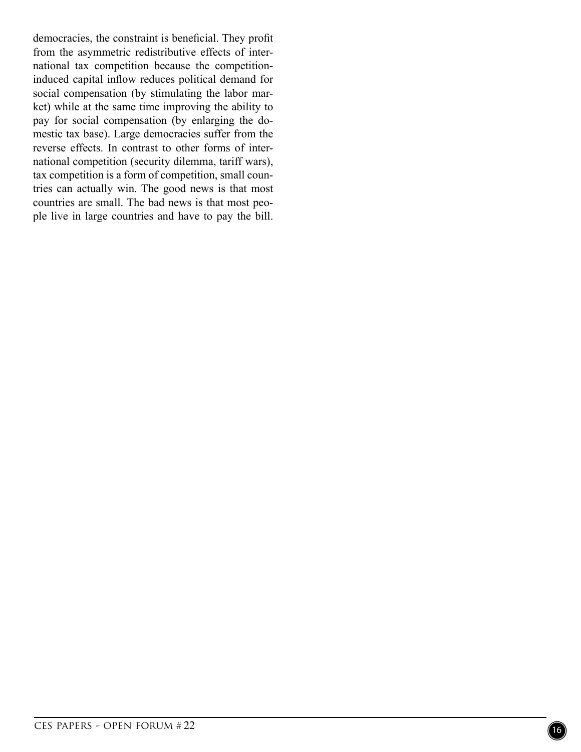democracies, the constraint is beneficial. They profit from the asymmetric redistributive effects of international tax competition because the competition-induced capital inflow reduces political demand for social compensation (by stimulating the labor market) while at the same time improving the ability to pay for social compensation (by enlarging the domestic tax base). Large democracies suffer from the reverse effects. In contrast to other forms of international competition (security dilemma, tariff wars), tax competition is a form of competition, small countries can actually win. The good news is that most countries are small. The bad news is that most people live in large countries and have to pay the bill.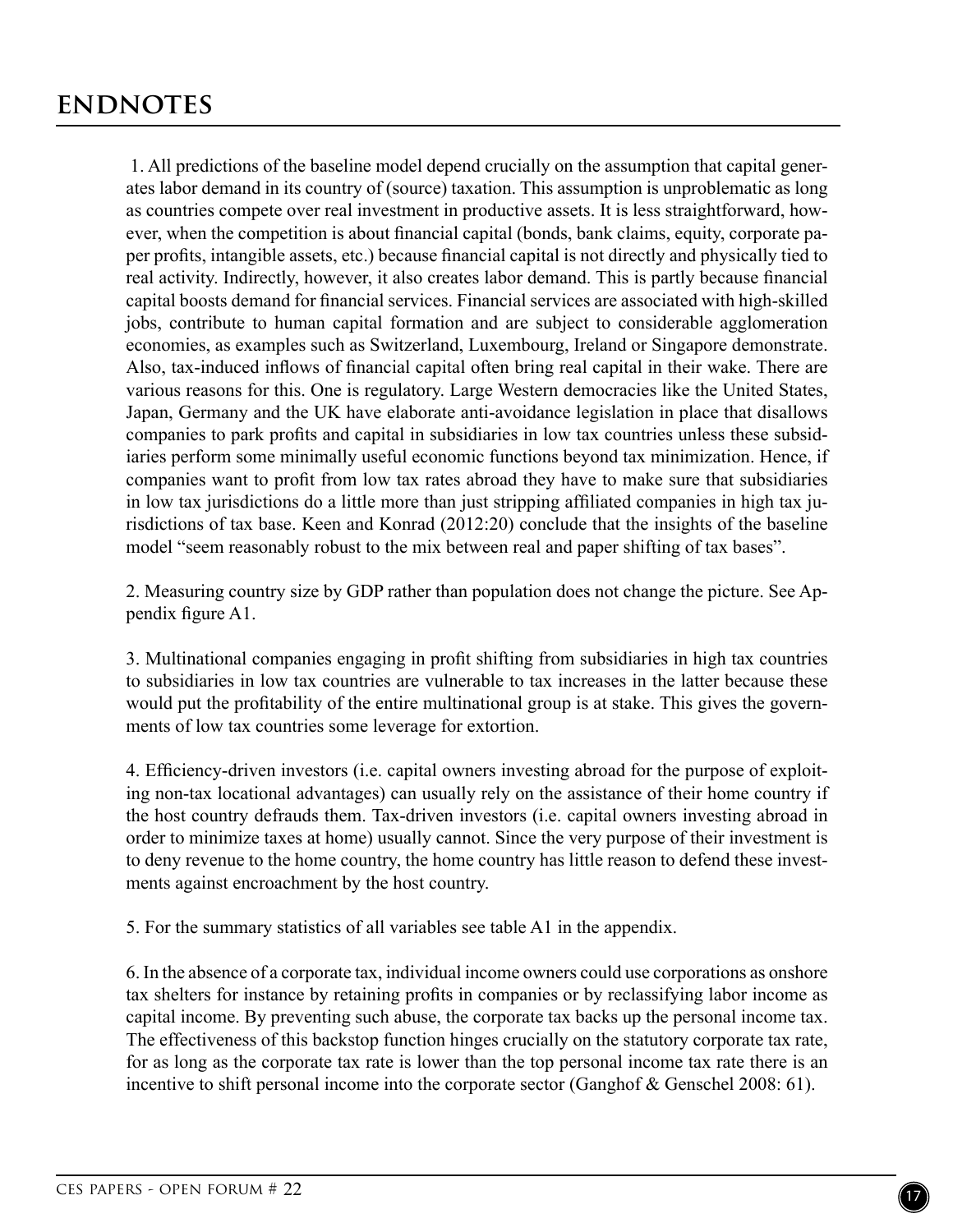# ENDNOTES

1. All predictions of the baseline model depend crucially on the assumption that capital generates labor demand in its country of (source) taxation. This assumption is unproblematic as long as countries compete over real investment in productive assets. It is less straightforward, however, when the competition is about financial capital (bonds, bank claims, equity, corporate paper profits, intangible assets, etc.) because financial capital is not directly and physically tied to real activity. Indirectly, however, it also creates labor demand. This is partly because financial capital boosts demand for financial services. Financial services are associated with high-skilled jobs, contribute to human capital formation and are subject to considerable agglomeration economies, as examples such as Switzerland, Luxembourg, Ireland or Singapore demonstrate. Also, tax-induced inflows of financial capital often bring real capital in their wake. There are various reasons for this. One is regulatory. Large Western democracies like the United States, Japan, Germany and the UK have elaborate anti-avoidance legislation in place that disallows companies to park profits and capital in subsidiaries in low tax countries unless these subsidiaries perform some minimally useful economic functions beyond tax minimization. Hence, if companies want to profit from low tax rates abroad they have to make sure that subsidiaries in low tax jurisdictions do a little more than just stripping affiliated companies in high tax jurisdictions of tax base. Keen and Konrad (2012:20) conclude that the insights of the baseline model "seem reasonably robust to the mix between real and paper shifting of tax bases".

2. Measuring country size by GDP rather than population does not change the picture. See Appendix figure A1.

3. Multinational companies engaging in profit shifting from subsidiaries in high tax countries to subsidiaries in low tax countries are vulnerable to tax increases in the latter because these would put the profitability of the entire multinational group is at stake. This gives the governments of low tax countries some leverage for extortion.

4. Efficiency-driven investors (i.e. capital owners investing abroad for the purpose of exploiting non-tax locational advantages) can usually rely on the assistance of their home country if the host country defrauds them. Tax-driven investors (i.e. capital owners investing abroad in order to minimize taxes at home) usually cannot. Since the very purpose of their investment is to deny revenue to the home country, the home country has little reason to defend these investments against encroachment by the host country.

5. For the summary statistics of all variables see table A1 in the appendix.

6. In the absence of a corporate tax, individual income owners could use corporations as onshore tax shelters for instance by retaining profits in companies or by reclassifying labor income as capital income. By preventing such abuse, the corporate tax backs up the personal income tax. The effectiveness of this backstop function hinges crucially on the statutory corporate tax rate, for as long as the corporate tax rate is lower than the top personal income tax rate there is an incentive to shift personal income into the corporate sector (Ganghof & Genschel 2008: 61).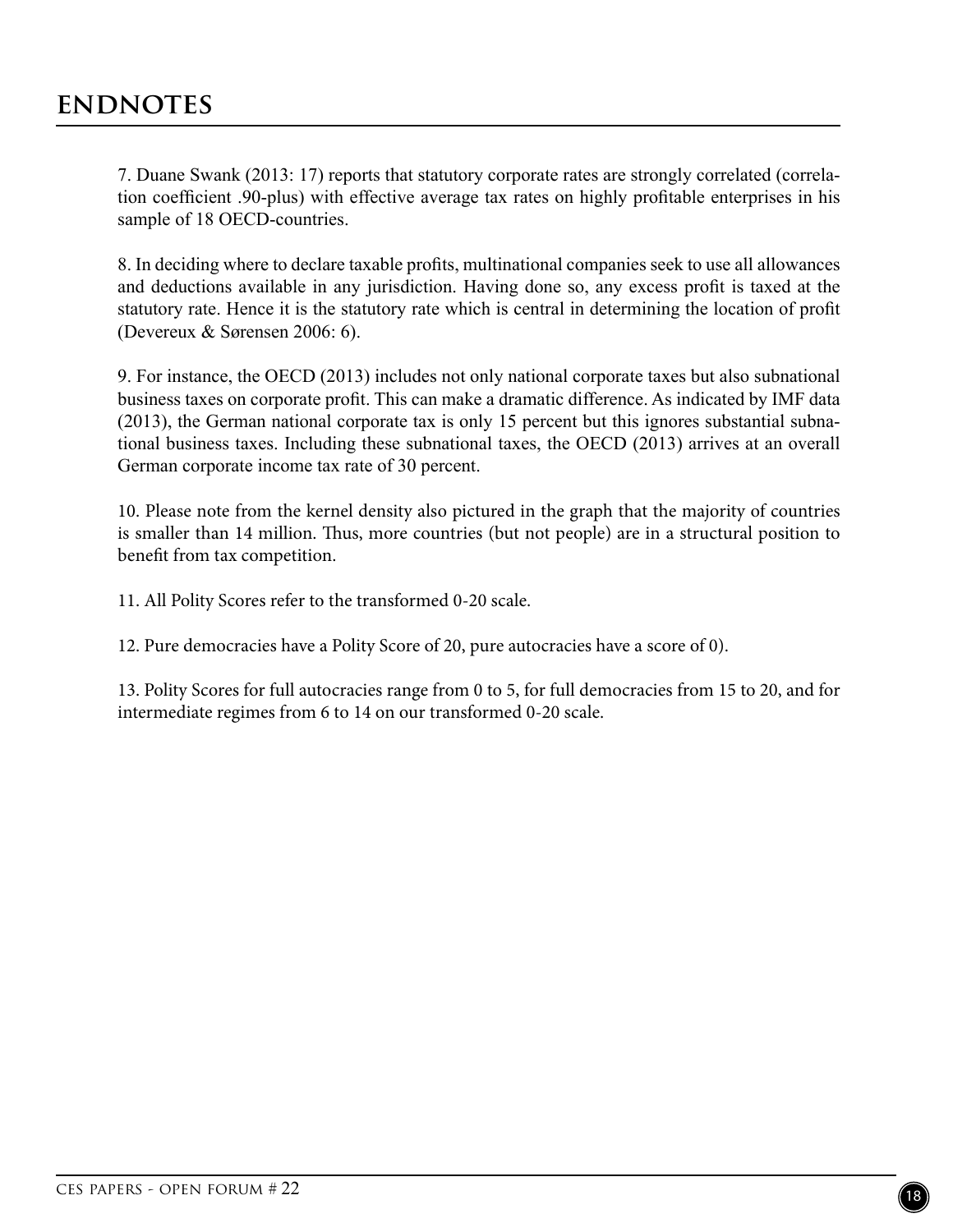## ENDNOTES

7. Duane Swank (2013: 17) reports that statutory corporate rates are strongly correlated (correlation coefficient .90-plus) with effective average tax rates on highly profitable enterprises in his sample of 18 OECD-countries.

8. In deciding where to declare taxable profits, multinational companies seek to use all allowances and deductions available in any jurisdiction. Having done so, any excess profit is taxed at the statutory rate. Hence it is the statutory rate which is central in determining the location of profit (Devereux & Sørensen 2006: 6).

9. For instance, the OECD (2013) includes not only national corporate taxes but also subnational business taxes on corporate profit. This can make a dramatic difference. As indicated by IMF data (2013), the German national corporate tax is only 15 percent but this ignores substantial subnational business taxes. Including these subnational taxes, the OECD (2013) arrives at an overall German corporate income tax rate of 30 percent.

10. Please note from the kernel density also pictured in the graph that the majority of countries is smaller than 14 million. Thus, more countries (but not people) are in a structural position to benefit from tax competition.

11. All Polity Scores refer to the transformed 0-20 scale.

12. Pure democracies have a Polity Score of 20, pure autocracies have a score of 0).

13. Polity Scores for full autocracies range from 0 to 5, for full democracies from 15 to 20, and for intermediate regimes from 6 to 14 on our transformed 0-20 scale.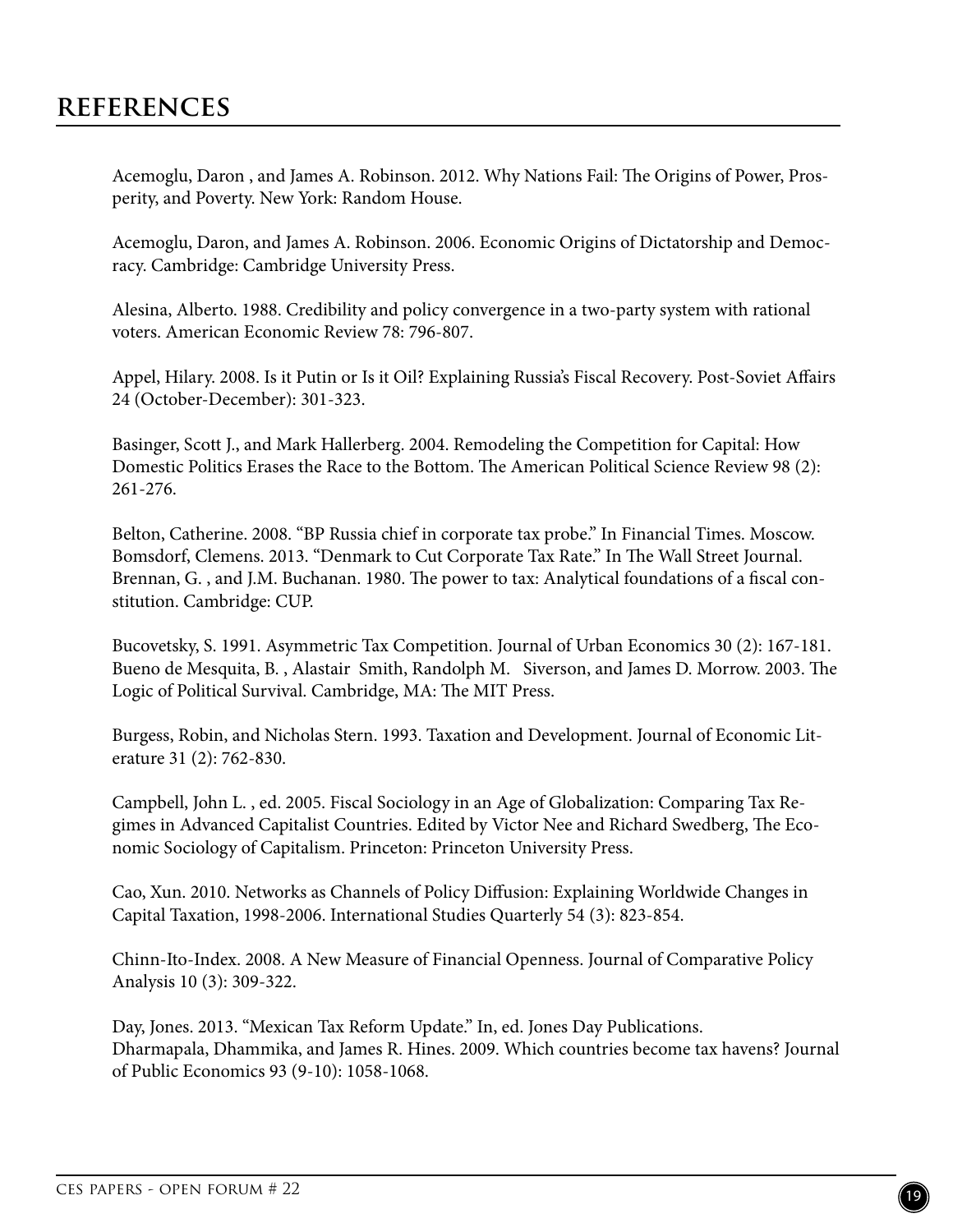## REFERENCES

Acemoglu, Daron , and James A. Robinson. 2012. Why Nations Fail: The Origins of Power, Prosperity, and Poverty. New York: Random House.

Acemoglu, Daron, and James A. Robinson. 2006. Economic Origins of Dictatorship and Democracy. Cambridge: Cambridge University Press.

Alesina, Alberto. 1988. Credibility and policy convergence in a two-party system with rational voters. American Economic Review 78: 796-807.

Appel, Hilary. 2008. Is it Putin or Is it Oil? Explaining Russia's Fiscal Recovery. Post-Soviet Affairs 24 (October-December): 301-323.

Basinger, Scott J., and Mark Hallerberg. 2004. Remodeling the Competition for Capital: How Domestic Politics Erases the Race to the Bottom. The American Political Science Review 98 (2): 261-276.

Belton, Catherine. 2008. "BP Russia chief in corporate tax probe." In Financial Times. Moscow.
Bomsdorf, Clemens. 2013. "Denmark to Cut Corporate Tax Rate." In The Wall Street Journal.
Brennan, G. , and J.M. Buchanan. 1980. The power to tax: Analytical foundations of a fiscal constitution. Cambridge: CUP.

Bucovetsky, S. 1991. Asymmetric Tax Competition. Journal of Urban Economics 30 (2): 167-181.
Bueno de Mesquita, B. , Alastair Smith, Randolph M. Siverson, and James D. Morrow. 2003. The Logic of Political Survival. Cambridge, MA: The MIT Press.

Burgess, Robin, and Nicholas Stern. 1993. Taxation and Development. Journal of Economic Literature 31 (2): 762-830.

Campbell, John L. , ed. 2005. Fiscal Sociology in an Age of Globalization: Comparing Tax Regimes in Advanced Capitalist Countries. Edited by Victor Nee and Richard Swedberg, The Economic Sociology of Capitalism. Princeton: Princeton University Press.

Cao, Xun. 2010. Networks as Channels of Policy Diffusion: Explaining Worldwide Changes in Capital Taxation, 1998-2006. International Studies Quarterly 54 (3): 823-854.

Chinn-Ito-Index. 2008. A New Measure of Financial Openness. Journal of Comparative Policy Analysis 10 (3): 309-322.

Day, Jones. 2013. "Mexican Tax Reform Update." In, ed. Jones Day Publications.
Dharmapala, Dhammika, and James R. Hines. 2009. Which countries become tax havens? Journal of Public Economics 93 (9-10): 1058-1068.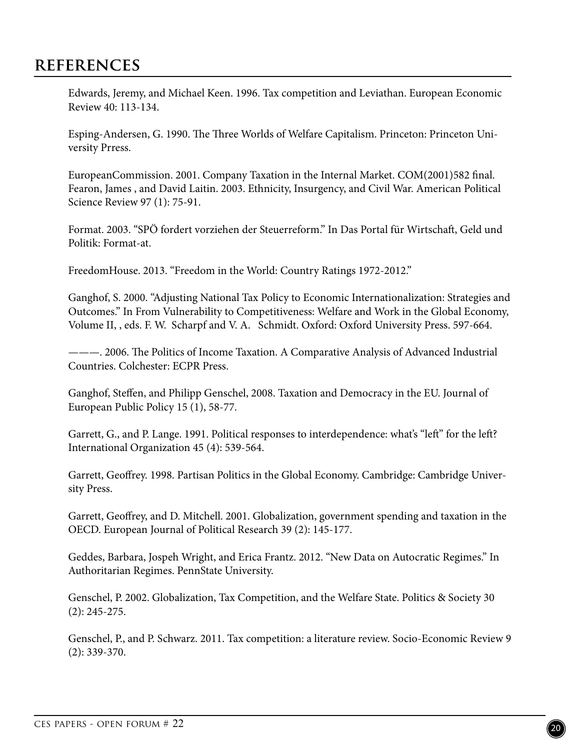## REFERENCES

Edwards, Jeremy, and Michael Keen. 1996. Tax competition and Leviathan. European Economic Review 40: 113-134.

Esping-Andersen, G. 1990. The Three Worlds of Welfare Capitalism. Princeton: Princeton University Prress.

EuropeanCommission. 2001. Company Taxation in the Internal Market. COM(2001)582 final. Fearon, James , and David Laitin. 2003. Ethnicity, Insurgency, and Civil War. American Political Science Review 97 (1): 75-91.

Format. 2003. "SPÖ fordert vorziehen der Steuerreform." In Das Portal für Wirtschaft, Geld und Politik: Format-at.

FreedomHouse. 2013. "Freedom in the World: Country Ratings 1972-2012."

Ganghof, S. 2000. "Adjusting National Tax Policy to Economic Internationalization: Strategies and Outcomes." In From Vulnerability to Competitiveness: Welfare and Work in the Global Economy, Volume II, , eds. F. W. Scharpf and V. A. Schmidt. Oxford: Oxford University Press. 597-664.

———. 2006. The Politics of Income Taxation. A Comparative Analysis of Advanced Industrial Countries. Colchester: ECPR Press.

Ganghof, Steffen, and Philipp Genschel, 2008. Taxation and Democracy in the EU. Journal of European Public Policy 15 (1), 58-77.

Garrett, G., and P. Lange. 1991. Political responses to interdependence: what's "left" for the left? International Organization 45 (4): 539-564.

Garrett, Geoffrey. 1998. Partisan Politics in the Global Economy. Cambridge: Cambridge University Press.

Garrett, Geoffrey, and D. Mitchell. 2001. Globalization, government spending and taxation in the OECD. European Journal of Political Research 39 (2): 145-177.

Geddes, Barbara, Jospeh Wright, and Erica Frantz. 2012. "New Data on Autocratic Regimes." In Authoritarian Regimes. PennState University.

Genschel, P. 2002. Globalization, Tax Competition, and the Welfare State. Politics & Society 30 (2): 245-275.

Genschel, P., and P. Schwarz. 2011. Tax competition: a literature review. Socio-Economic Review 9 (2): 339-370.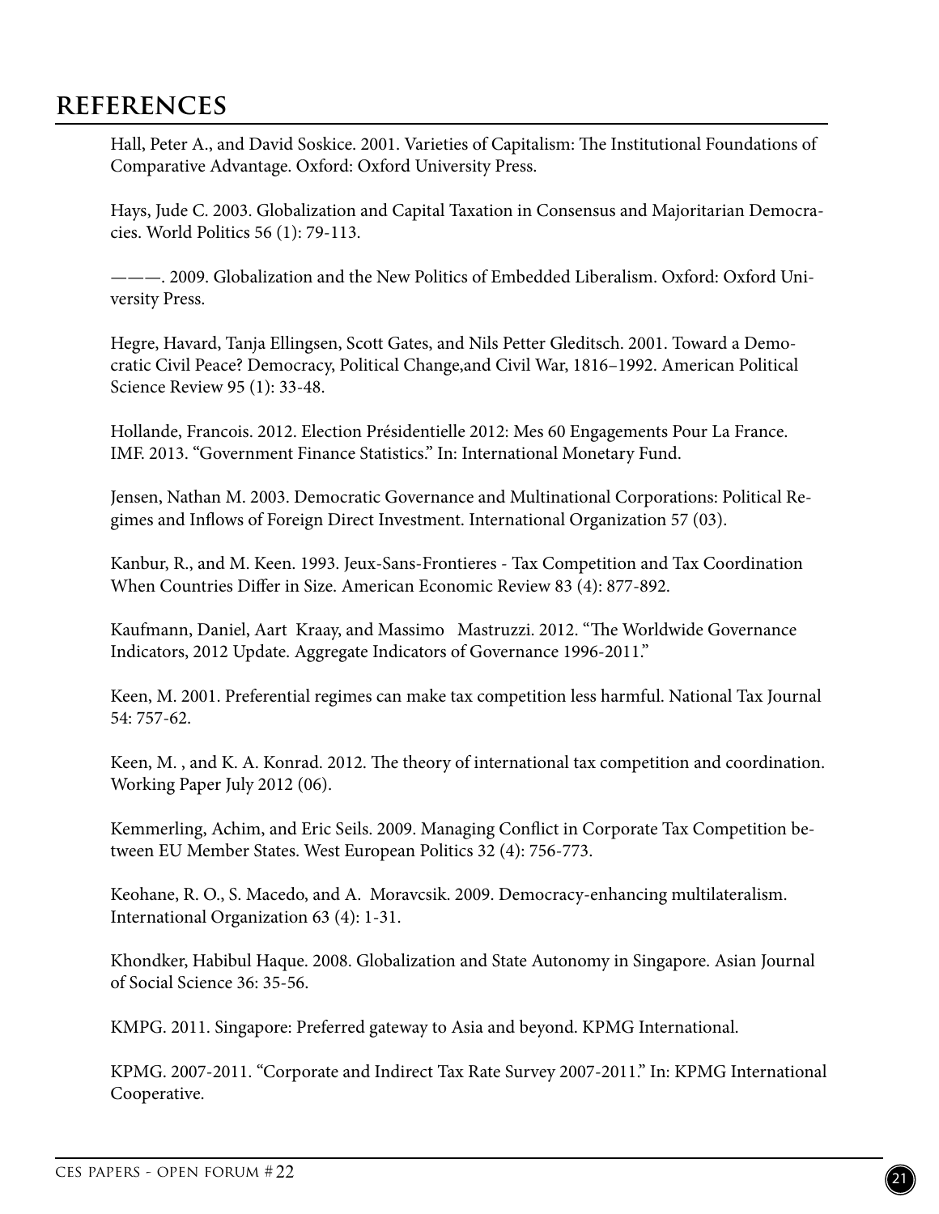## REFERENCES

Hall, Peter A., and David Soskice. 2001. Varieties of Capitalism: The Institutional Foundations of Comparative Advantage. Oxford: Oxford University Press.

Hays, Jude C. 2003. Globalization and Capital Taxation in Consensus and Majoritarian Democracies. World Politics 56 (1): 79-113.

———. 2009. Globalization and the New Politics of Embedded Liberalism. Oxford: Oxford University Press.

Hegre, Havard, Tanja Ellingsen, Scott Gates, and Nils Petter Gleditsch. 2001. Toward a Democratic Civil Peace? Democracy, Political Change,and Civil War, 1816–1992. American Political Science Review 95 (1): 33-48.

Hollande, Francois. 2012. Election Présidentielle 2012: Mes 60 Engagements Pour La France.
IMF. 2013. "Government Finance Statistics." In: International Monetary Fund.

Jensen, Nathan M. 2003. Democratic Governance and Multinational Corporations: Political Regimes and Inflows of Foreign Direct Investment. International Organization 57 (03).

Kanbur, R., and M. Keen. 1993. Jeux-Sans-Frontieres - Tax Competition and Tax Coordination When Countries Differ in Size. American Economic Review 83 (4): 877-892.

Kaufmann, Daniel, Aart Kraay, and Massimo Mastruzzi. 2012. "The Worldwide Governance Indicators, 2012 Update. Aggregate Indicators of Governance 1996-2011."

Keen, M. 2001. Preferential regimes can make tax competition less harmful. National Tax Journal 54: 757-62.

Keen, M. , and K. A. Konrad. 2012. The theory of international tax competition and coordination. Working Paper July 2012 (06).

Kemmerling, Achim, and Eric Seils. 2009. Managing Conflict in Corporate Tax Competition between EU Member States. West European Politics 32 (4): 756-773.

Keohane, R. O., S. Macedo, and A. Moravcsik. 2009. Democracy-enhancing multilateralism. International Organization 63 (4): 1-31.

Khondker, Habibul Haque. 2008. Globalization and State Autonomy in Singapore. Asian Journal of Social Science 36: 35-56.

KMPG. 2011. Singapore: Preferred gateway to Asia and beyond. KPMG International.

KPMG. 2007-2011. "Corporate and Indirect Tax Rate Survey 2007-2011." In: KPMG International Cooperative.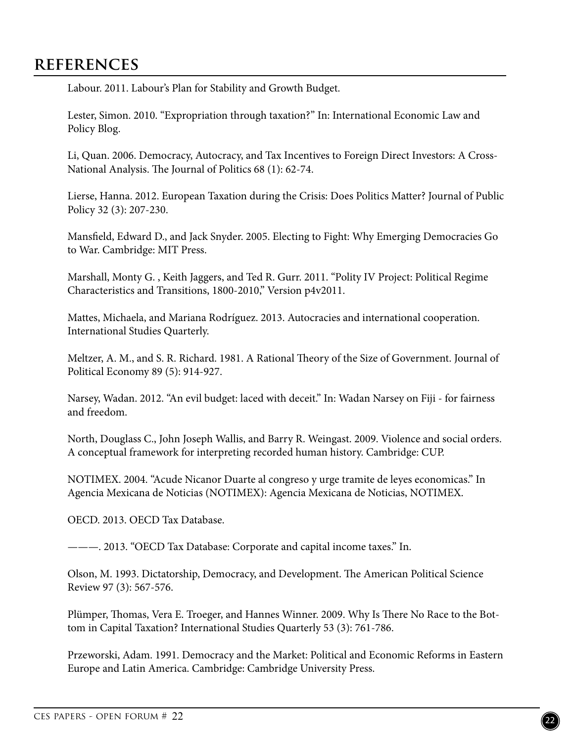## REFERENCES

Labour. 2011. Labour's Plan for Stability and Growth Budget.

Lester, Simon. 2010. "Expropriation through taxation?" In: International Economic Law and Policy Blog.

Li, Quan. 2006. Democracy, Autocracy, and Tax Incentives to Foreign Direct Investors: A Cross-National Analysis. The Journal of Politics 68 (1): 62-74.

Lierse, Hanna. 2012. European Taxation during the Crisis: Does Politics Matter? Journal of Public Policy 32 (3): 207-230.

Mansfield, Edward D., and Jack Snyder. 2005. Electing to Fight: Why Emerging Democracies Go to War. Cambridge: MIT Press.

Marshall, Monty G. , Keith Jaggers, and Ted R. Gurr. 2011. "Polity IV Project: Political Regime Characteristics and Transitions, 1800-2010," Version p4v2011.

Mattes, Michaela, and Mariana Rodríguez. 2013. Autocracies and international cooperation. International Studies Quarterly.

Meltzer, A. M., and S. R. Richard. 1981. A Rational Theory of the Size of Government. Journal of Political Economy 89 (5): 914-927.

Narsey, Wadan. 2012. "An evil budget: laced with deceit." In: Wadan Narsey on Fiji - for fairness and freedom.

North, Douglass C., John Joseph Wallis, and Barry R. Weingast. 2009. Violence and social orders. A conceptual framework for interpreting recorded human history. Cambridge: CUP.

NOTIMEX. 2004. "Acude Nicanor Duarte al congreso y urge tramite de leyes economicas." In Agencia Mexicana de Noticias (NOTIMEX): Agencia Mexicana de Noticias, NOTIMEX.

OECD. 2013. OECD Tax Database.

———. 2013. "OECD Tax Database: Corporate and capital income taxes." In.

Olson, M. 1993. Dictatorship, Democracy, and Development. The American Political Science Review 97 (3): 567-576.

Plümper, Thomas, Vera E. Troeger, and Hannes Winner. 2009. Why Is There No Race to the Bottom in Capital Taxation? International Studies Quarterly 53 (3): 761-786.

Przeworski, Adam. 1991. Democracy and the Market: Political and Economic Reforms in Eastern Europe and Latin America. Cambridge: Cambridge University Press.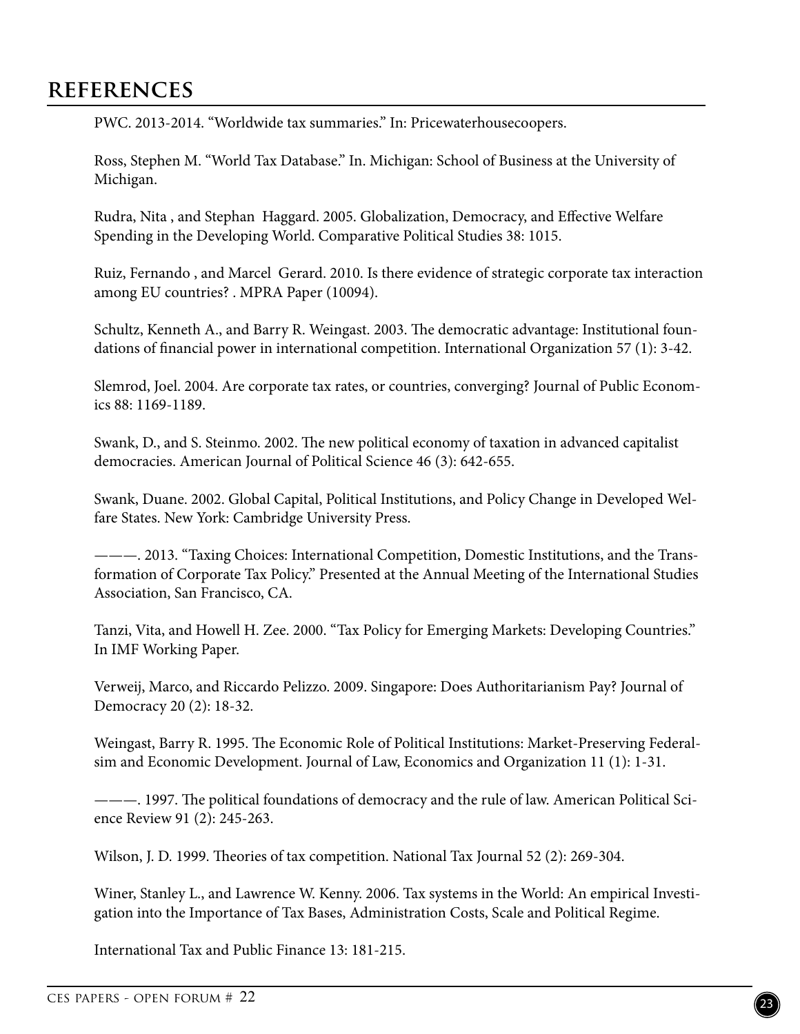## REFERENCES

PWC. 2013-2014. “Worldwide tax summaries.” In: Pricewaterhousecoopers.

Ross, Stephen M. “World Tax Database.” In. Michigan: School of Business at the University of Michigan.

Rudra, Nita , and Stephan Haggard. 2005. Globalization, Democracy, and Effective Welfare Spending in the Developing World. Comparative Political Studies 38: 1015.

Ruiz, Fernando , and Marcel Gerard. 2010. Is there evidence of strategic corporate tax interaction among EU countries? . MPRA Paper (10094).

Schultz, Kenneth A., and Barry R. Weingast. 2003. The democratic advantage: Institutional foundations of financial power in international competition. International Organization 57 (1): 3-42.

Slemrod, Joel. 2004. Are corporate tax rates, or countries, converging? Journal of Public Economics 88: 1169-1189.

Swank, D., and S. Steinmo. 2002. The new political economy of taxation in advanced capitalist democracies. American Journal of Political Science 46 (3): 642-655.

Swank, Duane. 2002. Global Capital, Political Institutions, and Policy Change in Developed Welfare States. New York: Cambridge University Press.

———. 2013. “Taxing Choices: International Competition, Domestic Institutions, and the Transformation of Corporate Tax Policy.” Presented at the Annual Meeting of the International Studies Association, San Francisco, CA.

Tanzi, Vita, and Howell H. Zee. 2000. “Tax Policy for Emerging Markets: Developing Countries.” In IMF Working Paper.

Verweij, Marco, and Riccardo Pelizzo. 2009. Singapore: Does Authoritarianism Pay? Journal of Democracy 20 (2): 18-32.

Weingast, Barry R. 1995. The Economic Role of Political Institutions: Market-Preserving Federalsim and Economic Development. Journal of Law, Economics and Organization 11 (1): 1-31.

———. 1997. The political foundations of democracy and the rule of law. American Political Science Review 91 (2): 245-263.

Wilson, J. D. 1999. Theories of tax competition. National Tax Journal 52 (2): 269-304.

Winer, Stanley L., and Lawrence W. Kenny. 2006. Tax systems in the World: An empirical Investigation into the Importance of Tax Bases, Administration Costs, Scale and Political Regime.

International Tax and Public Finance 13: 181-215.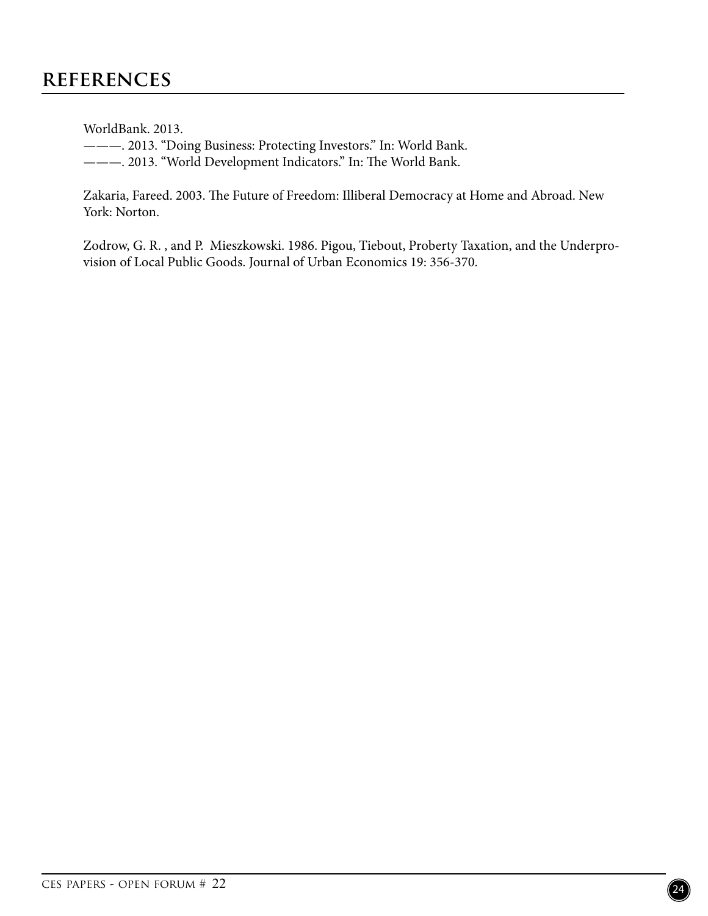## REFERENCES

WorldBank. 2013.
———. 2013. "Doing Business: Protecting Investors." In: World Bank.
———. 2013. "World Development Indicators." In: The World Bank.

Zakaria, Fareed. 2003. The Future of Freedom: Illiberal Democracy at Home and Abroad. New York: Norton.

Zodrow, G. R. , and P. Mieszkowski. 1986. Pigou, Tiebout, Proberty Taxation, and the Underprovision of Local Public Goods. Journal of Urban Economics 19: 356-370.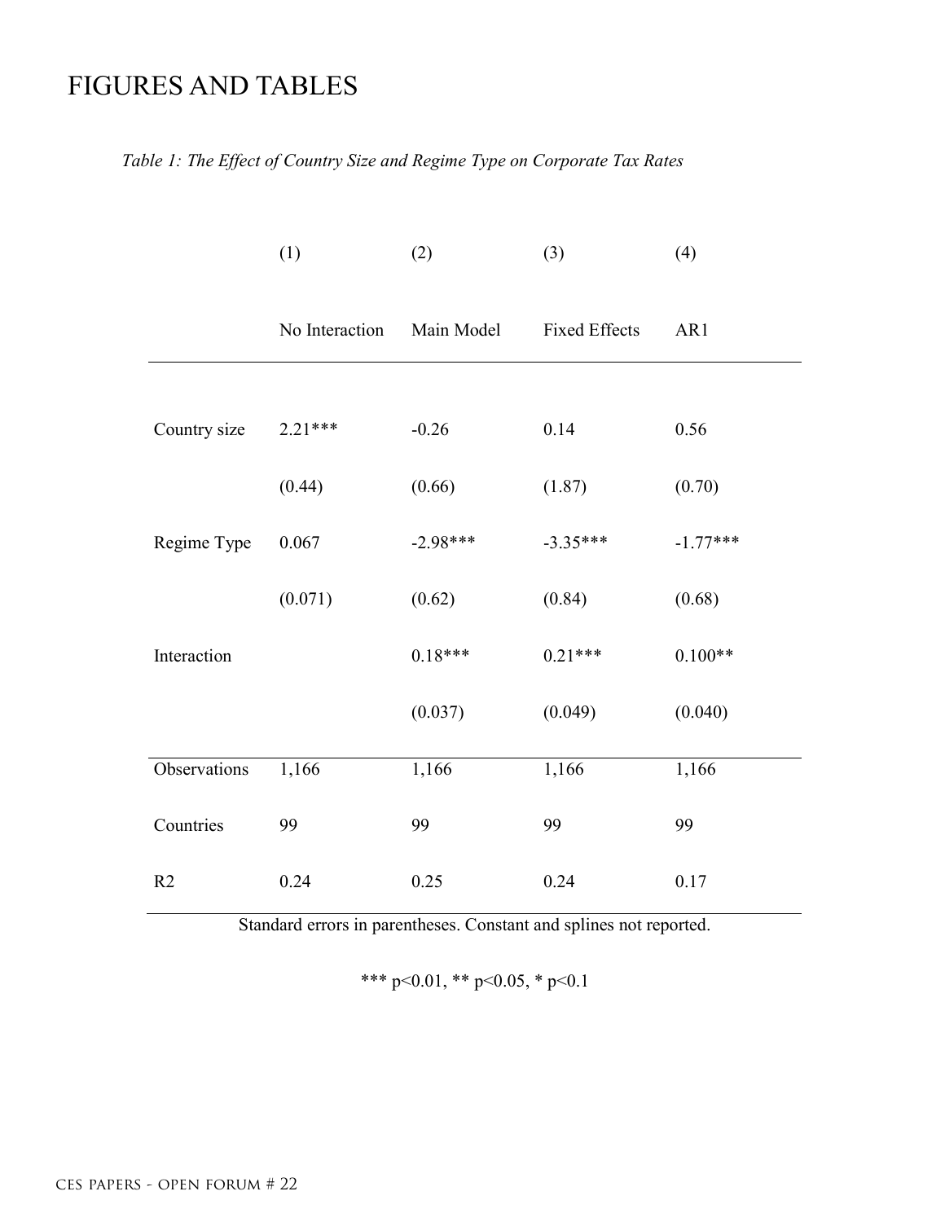# FIGURES AND TABLES

*Table 1: The Effect of Country Size and Regime Type on Corporate Tax Rates*

| | (1) | (2) | (3) | (4) |
|---|---|---|---|---|
| | No Interaction | Main Model | Fixed Effects | AR1 |
| Country size | 2.21*** | -0.26 | 0.14 | 0.56 |
| | (0.44) | (0.66) | (1.87) | (0.70) |
| Regime Type | 0.067 | -2.98*** | -3.35*** | -1.77*** |
| | (0.071) | (0.62) | (0.84) | (0.68) |
| Interaction | | 0.18*** | 0.21*** | 0.100** |
| | | (0.037) | (0.049) | (0.040) |
| Observations | 1,166 | 1,166 | 1,166 | 1,166 |
| Countries | 99 | 99 | 99 | 99 |
| R2 | 0.24 | 0.25 | 0.24 | 0.17 |

Standard errors in parentheses. Constant and splines not reported.

*** p<0.01, ** p<0.05, * p<0.1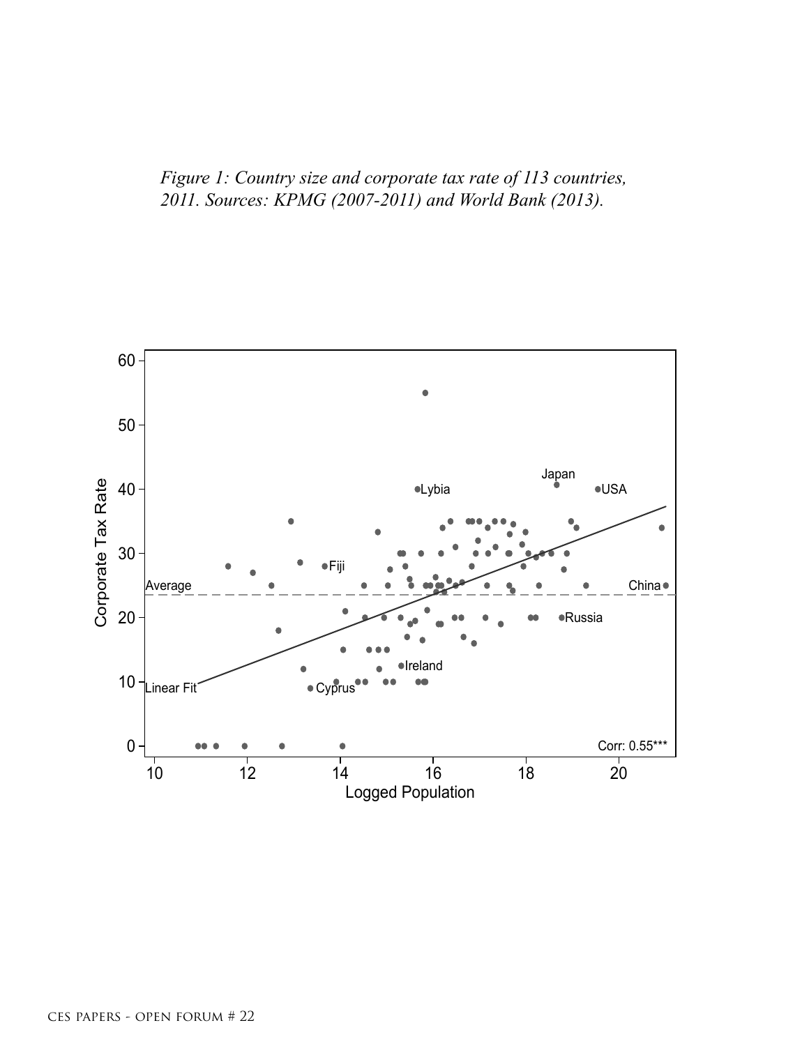*Figure 1: Country size and corporate tax rate of 113 countries, 2011. Sources: KPMG (2007-2011) and World Bank (2013).*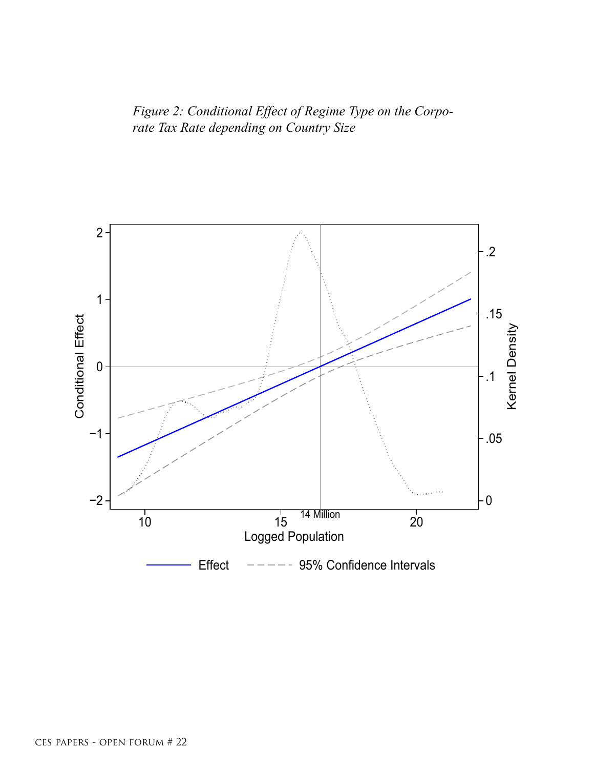*Figure 2: Conditional Effect of Regime Type on the Corporate Tax Rate depending on Country Size*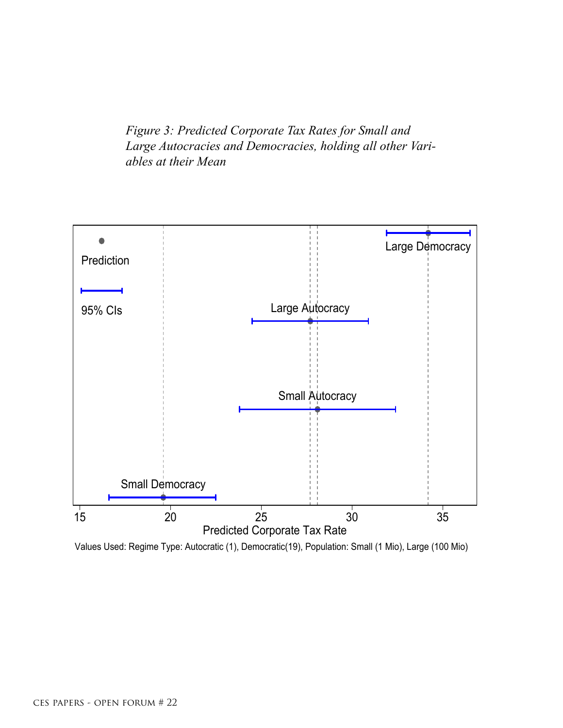*Figure 3: Predicted Corporate Tax Rates for Small and Large Autocracies and Democracies, holding all other Variables at their Mean*

Values Used: Regime Type: Autocratic (1), Democratic(19), Population: Small (1 Mio), Large (100 Mio)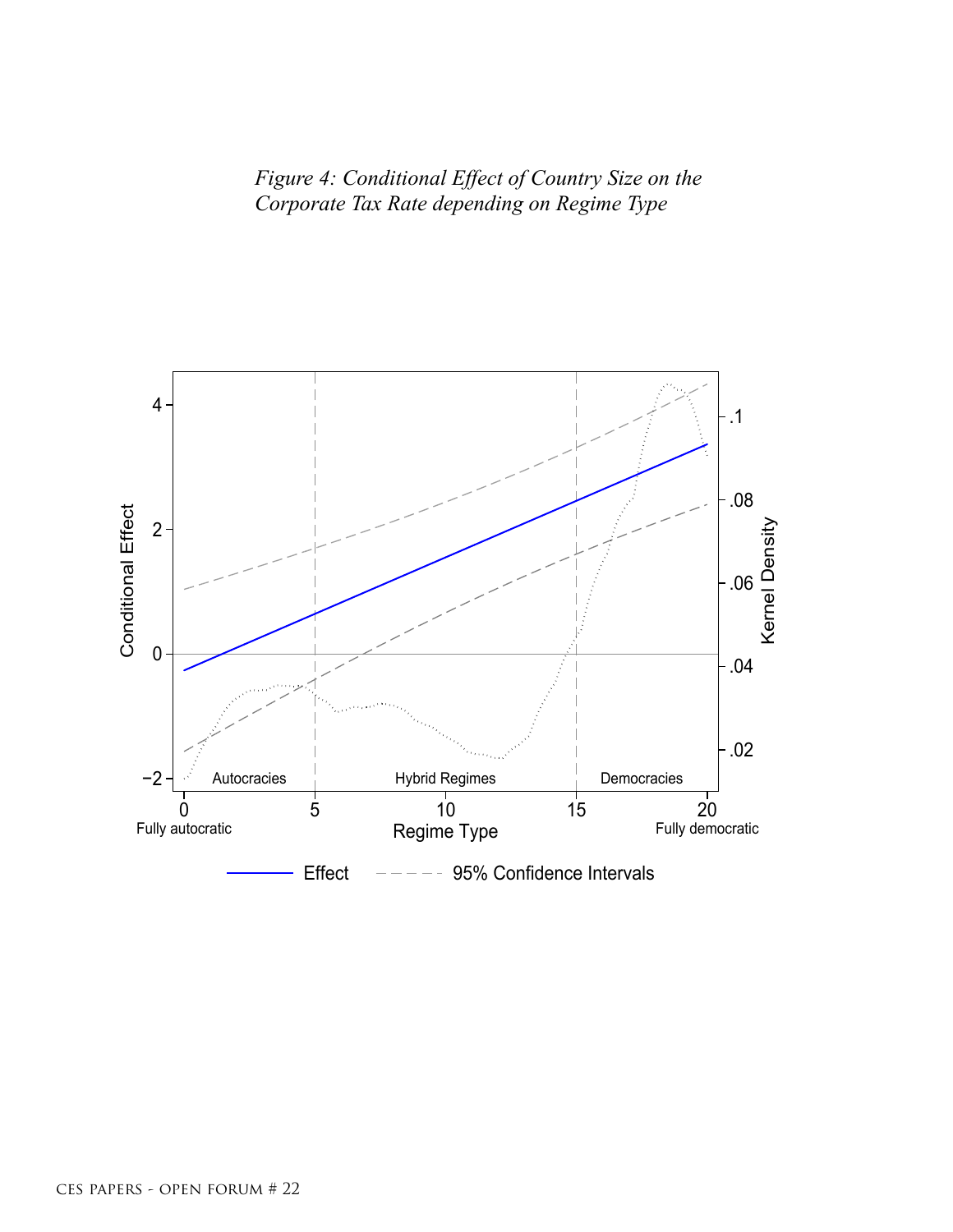*Figure 4: Conditional Effect of Country Size on the Corporate Tax Rate depending on Regime Type*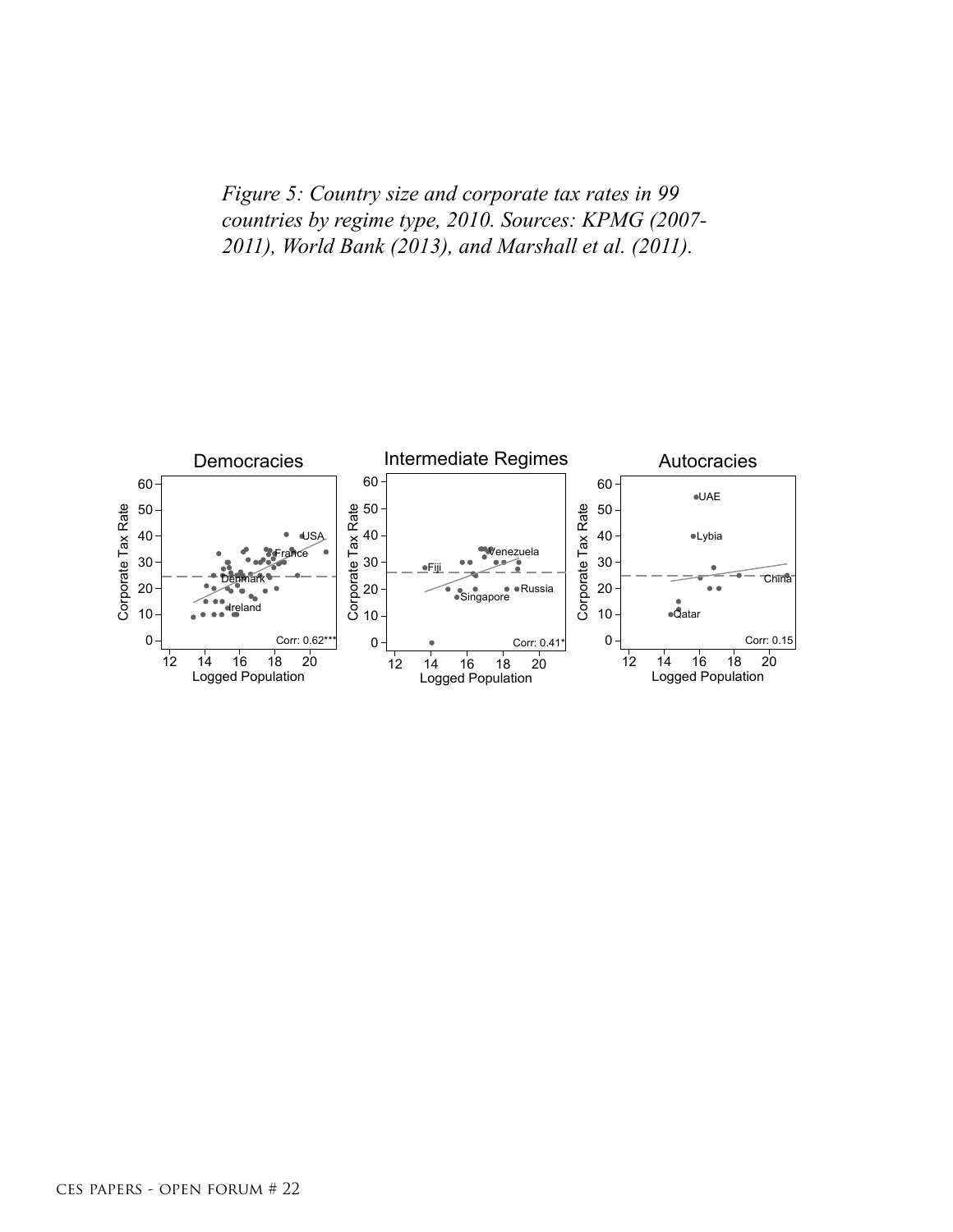*Figure 5: Country size and corporate tax rates in 99 countries by regime type, 2010. Sources: KPMG (2007-2011), World Bank (2013), and Marshall et al. (2011).*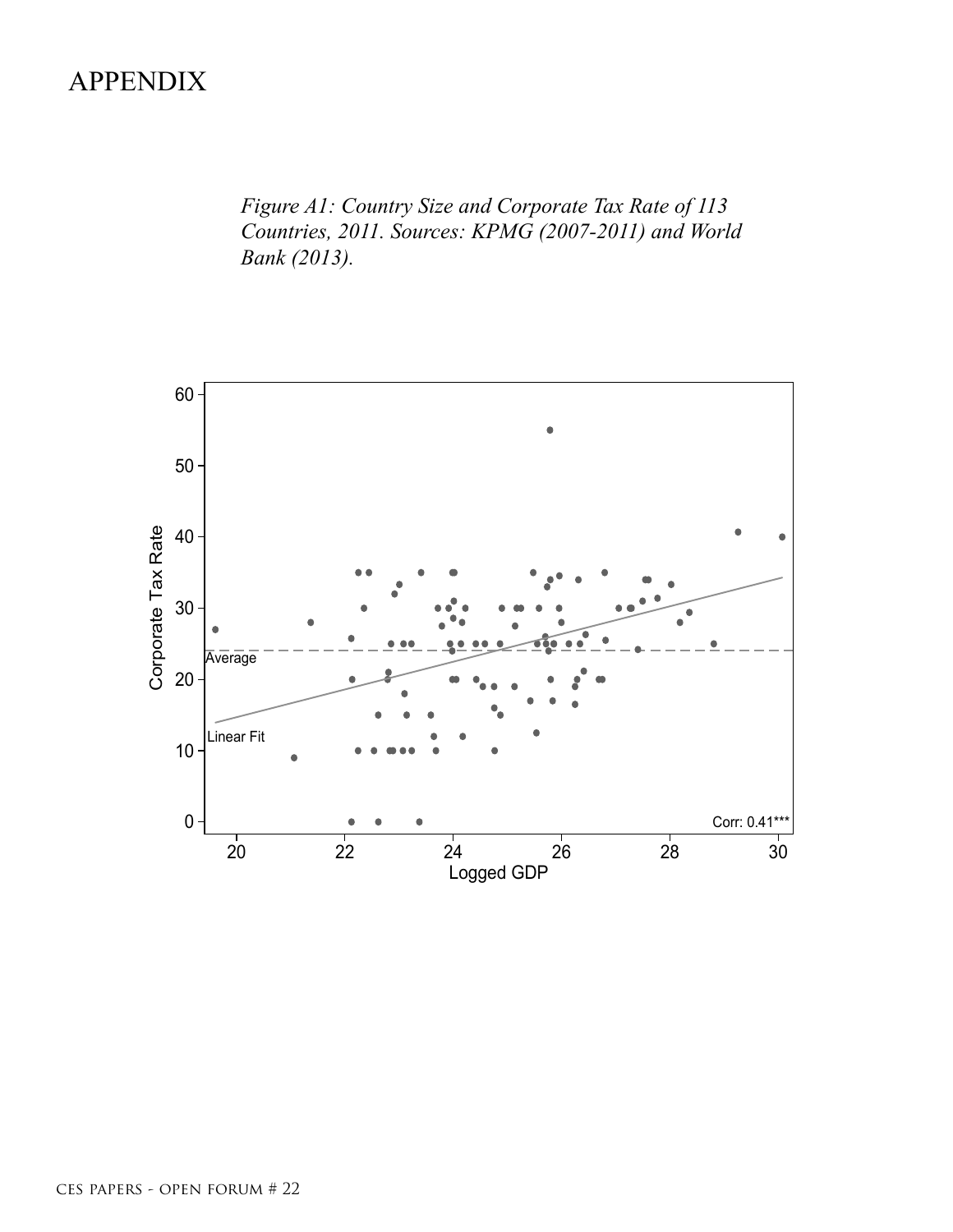# APPENDIX

*Figure A1: Country Size and Corporate Tax Rate of 113 Countries, 2011. Sources: KPMG (2007-2011) and World Bank (2013).*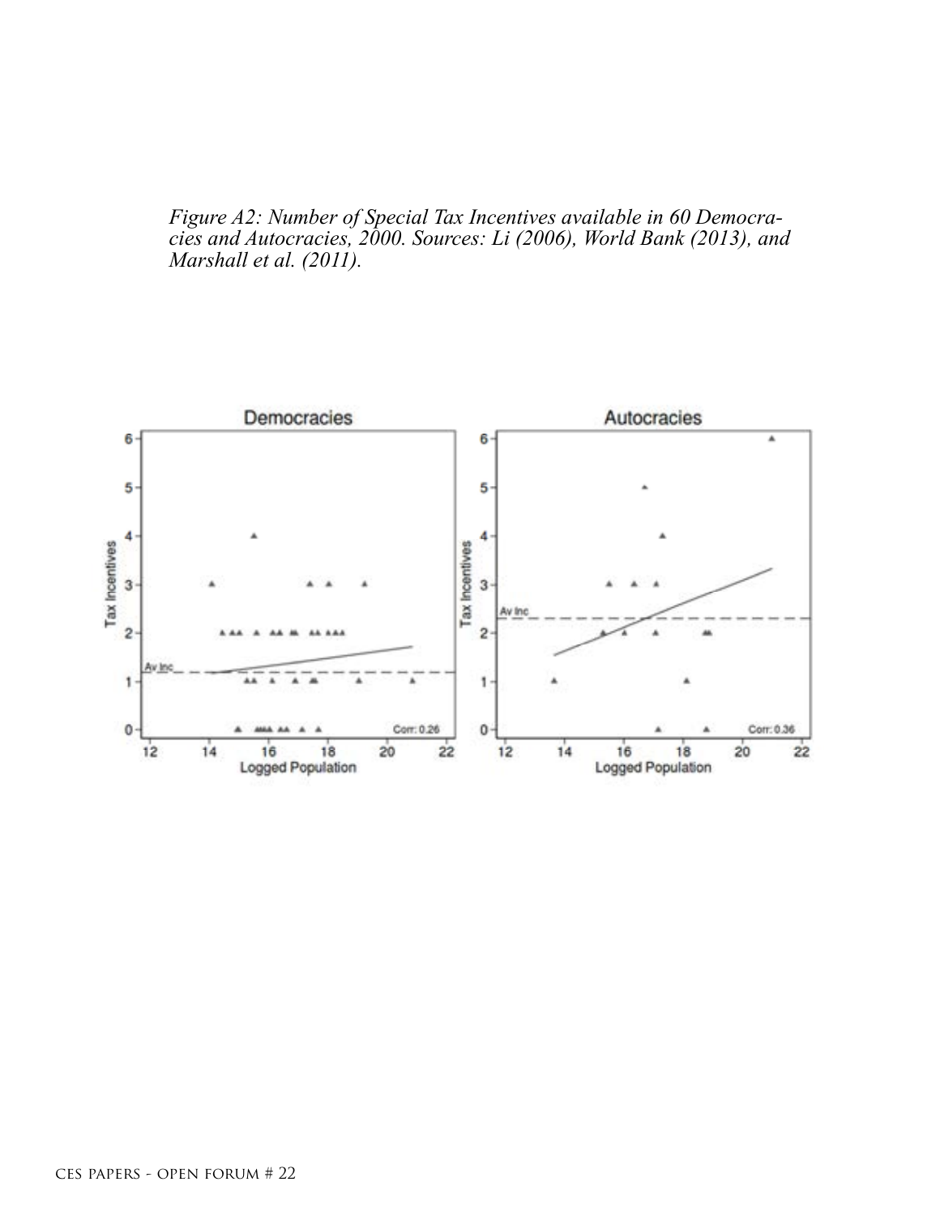*Figure A2: Number of Special Tax Incentives available in 60 Democracies and Autocracies, 2000. Sources: Li (2006), World Bank (2013), and Marshall et al. (2011).*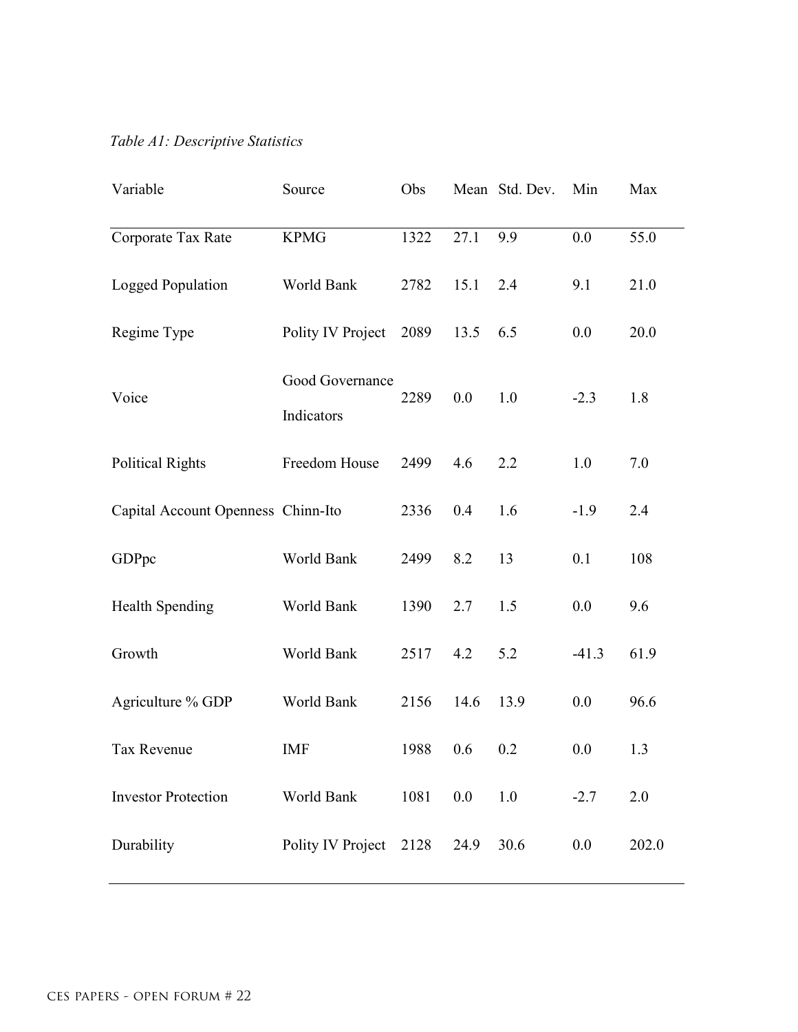*Table A1: Descriptive Statistics*

| Variable | Source | Obs | Mean | Std. Dev. | Min | Max |
|---|---|---|---|---|---|---|
| Corporate Tax Rate | KPMG | 1322 | 27.1 | 9.9 | 0.0 | 55.0 |
| Logged Population | World Bank | 2782 | 15.1 | 2.4 | 9.1 | 21.0 |
| Regime Type | Polity IV Project | 2089 | 13.5 | 6.5 | 0.0 | 20.0 |
| Voice | Good Governance Indicators | 2289 | 0.0 | 1.0 | -2.3 | 1.8 |
| Political Rights | Freedom House | 2499 | 4.6 | 2.2 | 1.0 | 7.0 |
| Capital Account Openness | Chinn-Ito | 2336 | 0.4 | 1.6 | -1.9 | 2.4 |
| GDPpc | World Bank | 2499 | 8.2 | 13 | 0.1 | 108 |
| Health Spending | World Bank | 1390 | 2.7 | 1.5 | 0.0 | 9.6 |
| Growth | World Bank | 2517 | 4.2 | 5.2 | -41.3 | 61.9 |
| Agriculture % GDP | World Bank | 2156 | 14.6 | 13.9 | 0.0 | 96.6 |
| Tax Revenue | IMF | 1988 | 0.6 | 0.2 | 0.0 | 1.3 |
| Investor Protection | World Bank | 1081 | 0.0 | 1.0 | -2.7 | 2.0 |
| Durability | Polity IV Project | 2128 | 24.9 | 30.6 | 0.0 | 202.0 |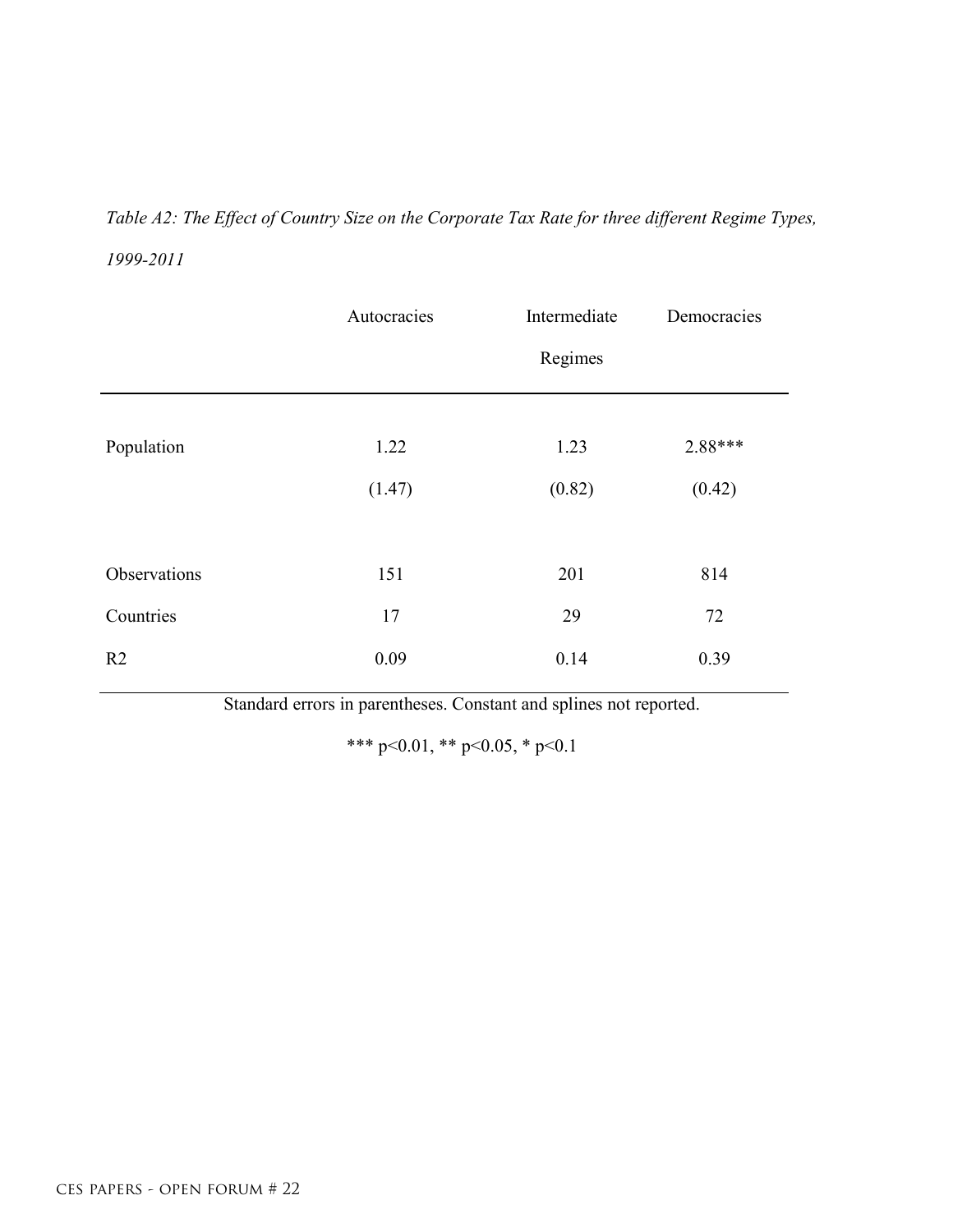*Table A2: The Effect of Country Size on the Corporate Tax Rate for three different Regime Types, 1999-2011*

| | Autocracies | Intermediate Regimes | Democracies |
|---|---|---|---|
| Population | 1.22 | 1.23 | 2.88*** |
| | (1.47) | (0.82) | (0.42) |
| Observations | 151 | 201 | 814 |
| Countries | 17 | 29 | 72 |
| R2 | 0.09 | 0.14 | 0.39 |

Standard errors in parentheses. Constant and splines not reported.

*** p<0.01, ** p<0.05, * p<0.1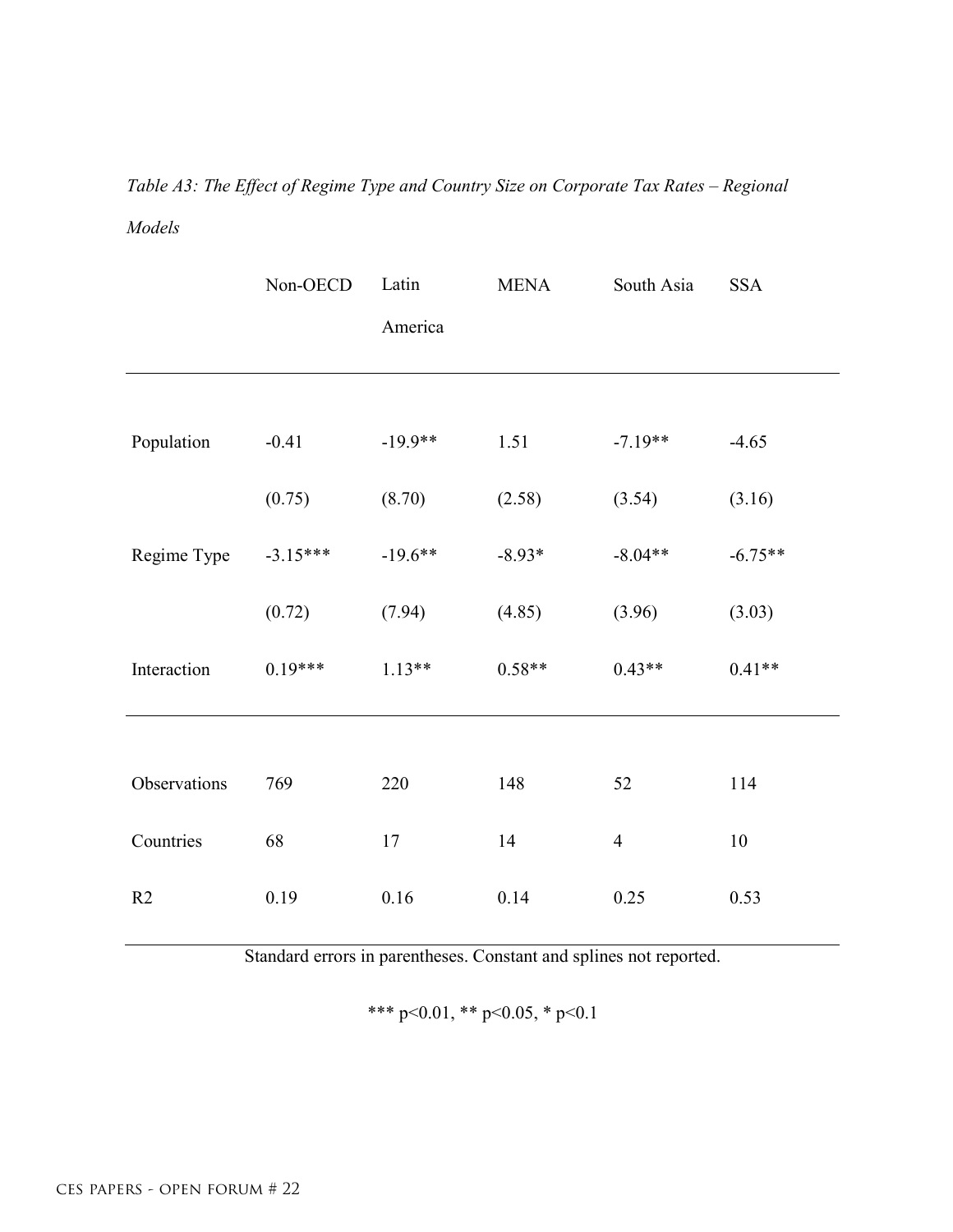*Table A3: The Effect of Regime Type and Country Size on Corporate Tax Rates – Regional Models*

| | Non-OECD | Latin America | MENA | South Asia | SSA |
|---|---|---|---|---|---|
| Population | -0.41 | -19.9** | 1.51 | -7.19** | -4.65 |
| | (0.75) | (8.70) | (2.58) | (3.54) | (3.16) |
| Regime Type | -3.15*** | -19.6** | -8.93* | -8.04** | -6.75** |
| | (0.72) | (7.94) | (4.85) | (3.96) | (3.03) |
| Interaction | 0.19*** | 1.13** | 0.58** | 0.43** | 0.41** |
| Observations | 769 | 220 | 148 | 52 | 114 |
| Countries | 68 | 17 | 14 | 4 | 10 |
| R2 | 0.19 | 0.16 | 0.14 | 0.25 | 0.53 |

Standard errors in parentheses. Constant and splines not reported.

*** p<0.01, ** p<0.05, * p<0.1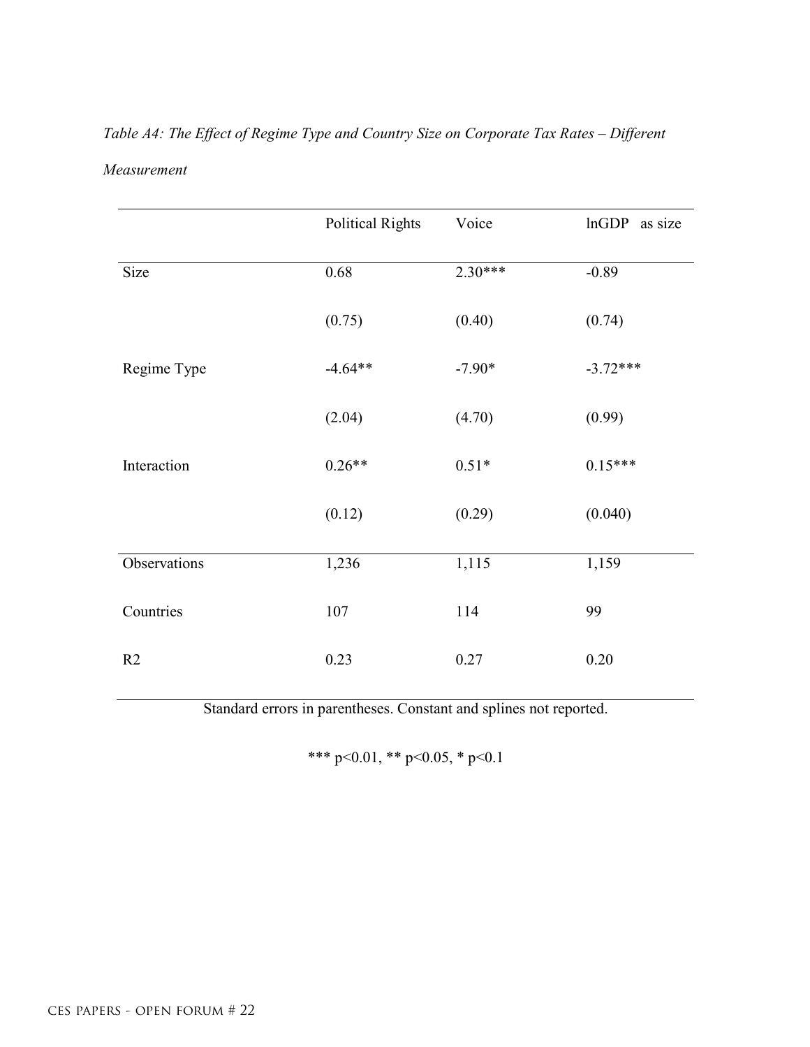*Table A4: The Effect of Regime Type and Country Size on Corporate Tax Rates – Different Measurement*

| | Political Rights | Voice | lnGDP as size |
|---|---|---|---|
| Size | 0.68 | 2.30*** | -0.89 |
| | (0.75) | (0.40) | (0.74) |
| Regime Type | -4.64** | -7.90* | -3.72*** |
| | (2.04) | (4.70) | (0.99) |
| Interaction | 0.26** | 0.51* | 0.15*** |
| | (0.12) | (0.29) | (0.040) |
| Observations | 1,236 | 1,115 | 1,159 |
| Countries | 107 | 114 | 99 |
| R2 | 0.23 | 0.27 | 0.20 |

Standard errors in parentheses. Constant and splines not reported.

*** p<0.01, ** p<0.05, * p<0.1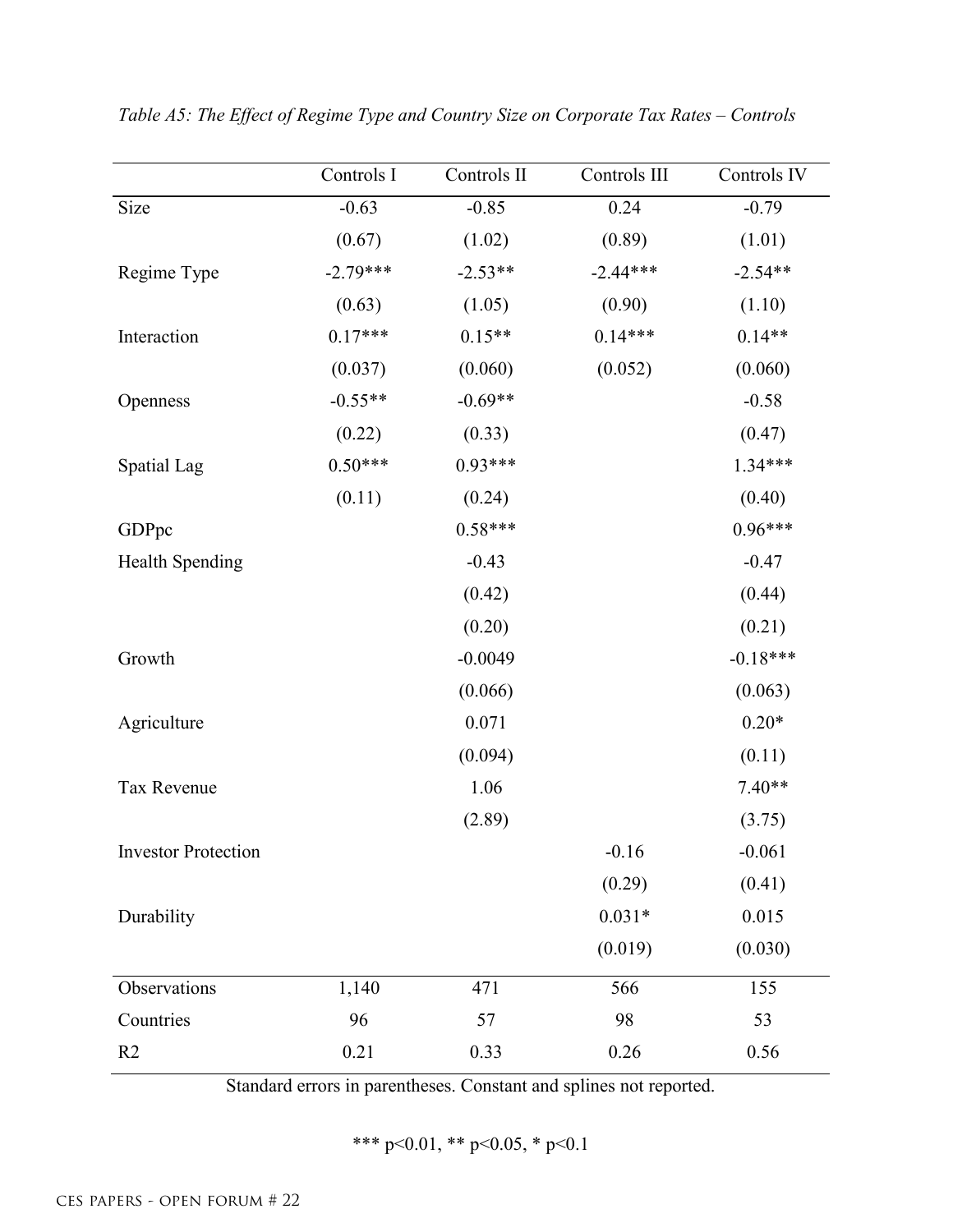*Table A5: The Effect of Regime Type and Country Size on Corporate Tax Rates – Controls*

| | Controls I | Controls II | Controls III | Controls IV |
|---|---|---|---|---|
| Size | -0.63 | -0.85 | 0.24 | -0.79 |
| | (0.67) | (1.02) | (0.89) | (1.01) |
| Regime Type | -2.79*** | -2.53** | -2.44*** | -2.54** |
| | (0.63) | (1.05) | (0.90) | (1.10) |
| Interaction | 0.17*** | 0.15** | 0.14*** | 0.14** |
| | (0.037) | (0.060) | (0.052) | (0.060) |
| Openness | -0.55** | -0.69** | | -0.58 |
| | (0.22) | (0.33) | | (0.47) |
| Spatial Lag | 0.50*** | 0.93*** | | 1.34*** |
| | (0.11) | (0.24) | | (0.40) |
| GDPpc | | 0.58*** | | 0.96*** |
| Health Spending | | -0.43 | | -0.47 |
| | | (0.42) | | (0.44) |
| | | (0.20) | | (0.21) |
| Growth | | -0.0049 | | -0.18*** |
| | | (0.066) | | (0.063) |
| Agriculture | | 0.071 | | 0.20* |
| | | (0.094) | | (0.11) |
| Tax Revenue | | 1.06 | | 7.40** |
| | | (2.89) | | (3.75) |
| Investor Protection | | | -0.16 | -0.061 |
| | | | (0.29) | (0.41) |
| Durability | | | 0.031* | 0.015 |
| | | | (0.019) | (0.030) |
| Observations | 1,140 | 471 | 566 | 155 |
| Countries | 96 | 57 | 98 | 53 |
| R2 | 0.21 | 0.33 | 0.26 | 0.56 |

Standard errors in parentheses. Constant and splines not reported.

*** p<0.01, ** p<0.05, * p<0.1